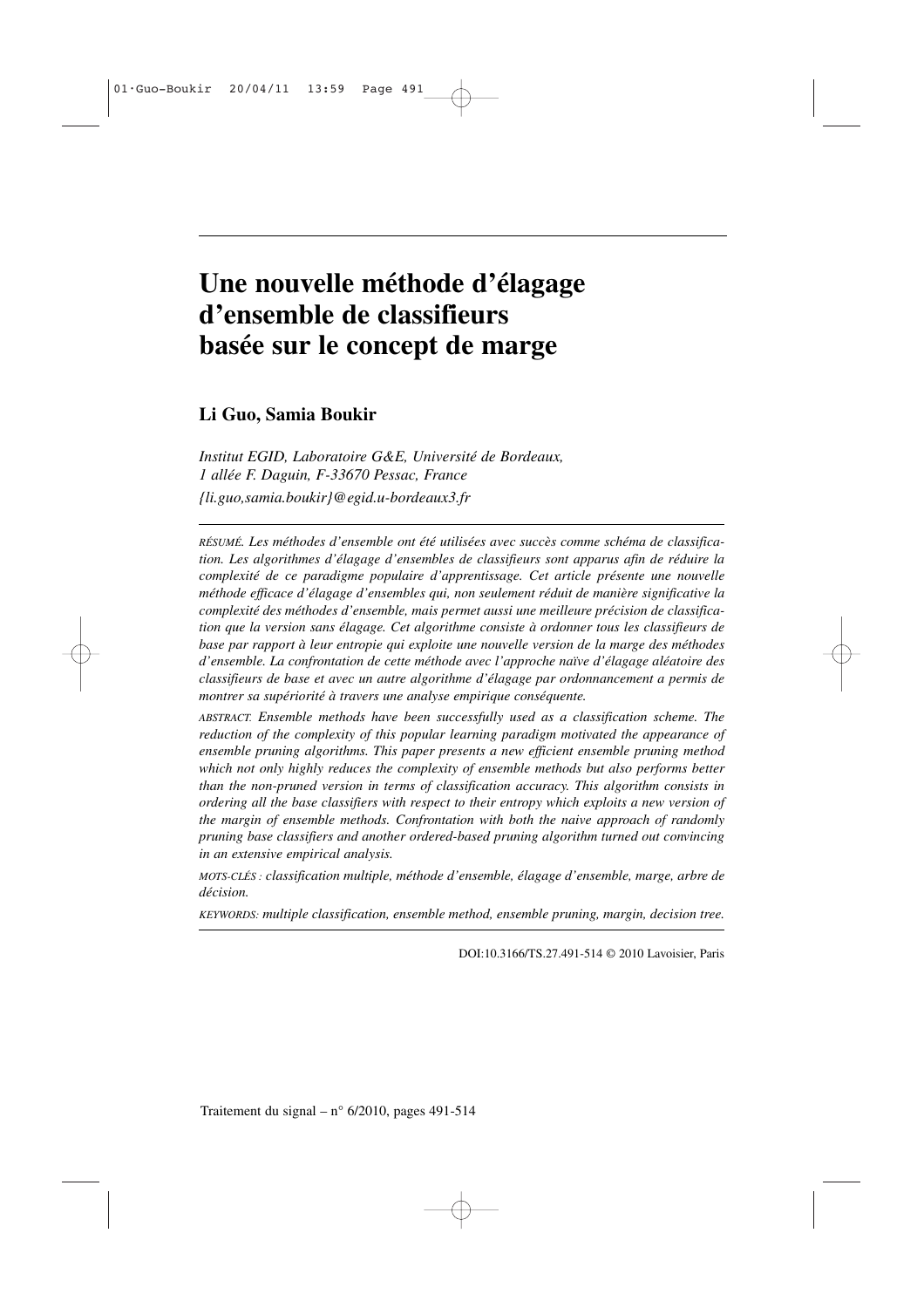# Une nouvelle méthode d'élagage d'ensemble de classifieurs basée sur le concept de marge

**Li Guo, Samia Boukir**

*Institut EGID, Laboratoire G&E, Université de Bordeaux,*
*1 allée F. Daguin, F-33670 Pessac, France*
*{li.guo,samia.boukir}@egid.u-bordeaux3.fr*

---

*RÉSUMÉ. Les méthodes d'ensemble ont été utilisées avec succès comme schéma de classification. Les algorithmes d'élagage d'ensembles de classifieurs sont apparus afin de réduire la complexité de ce paradigme populaire d'apprentissage. Cet article présente une nouvelle méthode efficace d'élagage d'ensembles qui, non seulement réduit de manière significative la complexité des méthodes d'ensemble, mais permet aussi une meilleure précision de classification que la version sans élagage. Cet algorithme consiste à ordonner tous les classifieurs de base par rapport à leur entropie qui exploite une nouvelle version de la marge des méthodes d'ensemble. La confrontation de cette méthode avec l'approche naïve d'élagage aléatoire des classifieurs de base et avec un autre algorithme d'élagage par ordonnancement a permis de montrer sa supériorité à travers une analyse empirique conséquente.*

*ABSTRACT. Ensemble methods have been successfully used as a classification scheme. The reduction of the complexity of this popular learning paradigm motivated the appearance of ensemble pruning algorithms. This paper presents a new efficient ensemble pruning method which not only highly reduces the complexity of ensemble methods but also performs better than the non-pruned version in terms of classification accuracy. This algorithm consists in ordering all the base classifiers with respect to their entropy which exploits a new version of the margin of ensemble methods. Confrontation with both the naive approach of randomly pruning base classifiers and another ordered-based pruning algorithm turned out convincing in an extensive empirical analysis.*

*MOTS-CLÉS : classification multiple, méthode d'ensemble, élagage d'ensemble, marge, arbre de décision.*

*KEYWORDS: multiple classification, ensemble method, ensemble pruning, margin, decision tree.*

---

DOI:10.3166/TS.27.491-514 © 2010 Lavoisier, Paris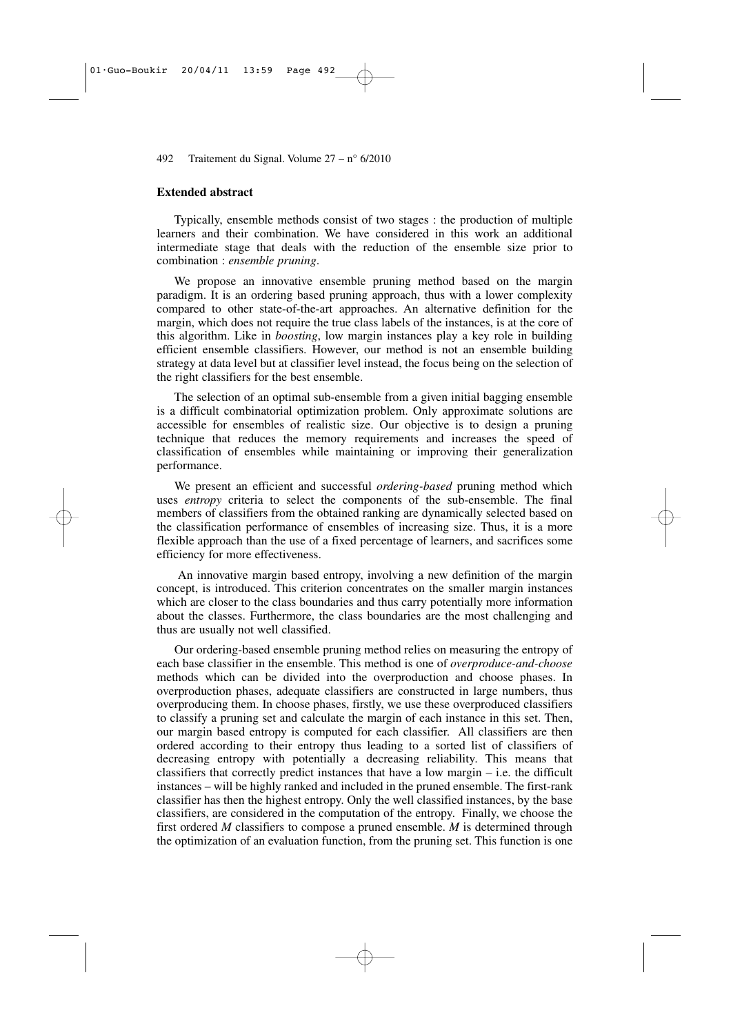**Extended abstract**

Typically, ensemble methods consist of two stages : the production of multiple learners and their combination. We have considered in this work an additional intermediate stage that deals with the reduction of the ensemble size prior to combination : *ensemble pruning*.

We propose an innovative ensemble pruning method based on the margin paradigm. It is an ordering based pruning approach, thus with a lower complexity compared to other state-of-the-art approaches. An alternative definition for the margin, which does not require the true class labels of the instances, is at the core of this algorithm. Like in *boosting*, low margin instances play a key role in building efficient ensemble classifiers. However, our method is not an ensemble building strategy at data level but at classifier level instead, the focus being on the selection of the right classifiers for the best ensemble.

The selection of an optimal sub-ensemble from a given initial bagging ensemble is a difficult combinatorial optimization problem. Only approximate solutions are accessible for ensembles of realistic size. Our objective is to design a pruning technique that reduces the memory requirements and increases the speed of classification of ensembles while maintaining or improving their generalization performance.

We present an efficient and successful *ordering-based* pruning method which uses *entropy* criteria to select the components of the sub-ensemble. The final members of classifiers from the obtained ranking are dynamically selected based on the classification performance of ensembles of increasing size. Thus, it is a more flexible approach than the use of a fixed percentage of learners, and sacrifices some efficiency for more effectiveness.

An innovative margin based entropy, involving a new definition of the margin concept, is introduced. This criterion concentrates on the smaller margin instances which are closer to the class boundaries and thus carry potentially more information about the classes. Furthermore, the class boundaries are the most challenging and thus are usually not well classified.

Our ordering-based ensemble pruning method relies on measuring the entropy of each base classifier in the ensemble. This method is one of *overproduce-and-choose* methods which can be divided into the overproduction and choose phases. In overproduction phases, adequate classifiers are constructed in large numbers, thus overproducing them. In choose phases, firstly, we use these overproduced classifiers to classify a pruning set and calculate the margin of each instance in this set. Then, our margin based entropy is computed for each classifier. All classifiers are then ordered according to their entropy thus leading to a sorted list of classifiers of decreasing entropy with potentially a decreasing reliability. This means that classifiers that correctly predict instances that have a low margin – i.e. the difficult instances – will be highly ranked and included in the pruned ensemble. The first-rank classifier has then the highest entropy. Only the well classified instances, by the base classifiers, are considered in the computation of the entropy. Finally, we choose the first ordered $M$ classifiers to compose a pruned ensemble. $M$ is determined through the optimization of an evaluation function, from the pruning set. This function is one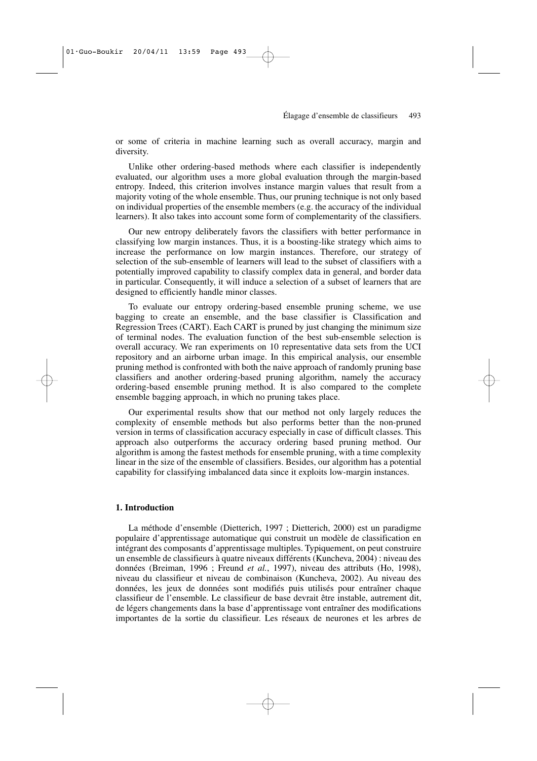or some of criteria in machine learning such as overall accuracy, margin and diversity.

Unlike other ordering-based methods where each classifier is independently evaluated, our algorithm uses a more global evaluation through the margin-based entropy. Indeed, this criterion involves instance margin values that result from a majority voting of the whole ensemble. Thus, our pruning technique is not only based on individual properties of the ensemble members (e.g. the accuracy of the individual learners). It also takes into account some form of complementarity of the classifiers.

Our new entropy deliberately favors the classifiers with better performance in classifying low margin instances. Thus, it is a boosting-like strategy which aims to increase the performance on low margin instances. Therefore, our strategy of selection of the sub-ensemble of learners will lead to the subset of classifiers with a potentially improved capability to classify complex data in general, and border data in particular. Consequently, it will induce a selection of a subset of learners that are designed to efficiently handle minor classes.

To evaluate our entropy ordering-based ensemble pruning scheme, we use bagging to create an ensemble, and the base classifier is Classification and Regression Trees (CART). Each CART is pruned by just changing the minimum size of terminal nodes. The evaluation function of the best sub-ensemble selection is overall accuracy. We ran experiments on 10 representative data sets from the UCI repository and an airborne urban image. In this empirical analysis, our ensemble pruning method is confronted with both the naive approach of randomly pruning base classifiers and another ordering-based pruning algorithm, namely the accuracy ordering-based ensemble pruning method. It is also compared to the complete ensemble bagging approach, in which no pruning takes place.

Our experimental results show that our method not only largely reduces the complexity of ensemble methods but also performs better than the non-pruned version in terms of classification accuracy especially in case of difficult classes. This approach also outperforms the accuracy ordering based pruning method. Our algorithm is among the fastest methods for ensemble pruning, with a time complexity linear in the size of the ensemble of classifiers. Besides, our algorithm has a potential capability for classifying imbalanced data since it exploits low-margin instances.

## 1. Introduction

La méthode d'ensemble (Dietterich, 1997 ; Dietterich, 2000) est un paradigme populaire d'apprentissage automatique qui construit un modèle de classification en intégrant des composants d'apprentissage multiples. Typiquement, on peut construire un ensemble de classifieurs à quatre niveaux différents (Kuncheva, 2004) : niveau des données (Breiman, 1996 ; Freund *et al.*, 1997), niveau des attributs (Ho, 1998), niveau du classifieur et niveau de combinaison (Kuncheva, 2002). Au niveau des données, les jeux de données sont modifiés puis utilisés pour entraîner chaque classifieur de l'ensemble. Le classifieur de base devrait être instable, autrement dit, de légers changements dans la base d'apprentissage vont entraîner des modifications importantes de la sortie du classifieur. Les réseaux de neurones et les arbres de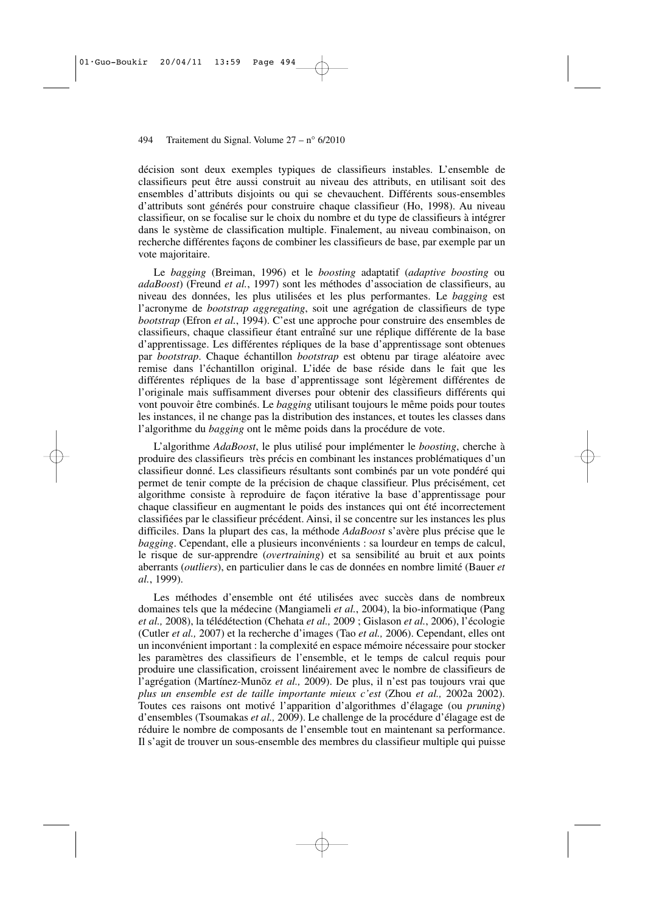décision sont deux exemples typiques de classifieurs instables. L'ensemble de classifieurs peut être aussi construit au niveau des attributs, en utilisant soit des ensembles d'attributs disjoints ou qui se chevauchent. Différents sous-ensembles d'attributs sont générés pour construire chaque classifieur (Ho, 1998). Au niveau classifieur, on se focalise sur le choix du nombre et du type de classifieurs à intégrer dans le système de classification multiple. Finalement, au niveau combinaison, on recherche différentes façons de combiner les classifieurs de base, par exemple par un vote majoritaire.

Le *bagging* (Breiman, 1996) et le *boosting* adaptatif (*adaptive boosting* ou *adaBoost*) (Freund *et al.*, 1997) sont les méthodes d'association de classifieurs, au niveau des données, les plus utilisées et les plus performantes. Le *bagging* est l'acronyme de *bootstrap aggregating*, soit une agrégation de classifieurs de type *bootstrap* (Efron *et al.*, 1994). C'est une approche pour construire des ensembles de classifieurs, chaque classifieur étant entraîné sur une réplique différente de la base d'apprentissage. Les différentes répliques de la base d'apprentissage sont obtenues par *bootstrap*. Chaque échantillon *bootstrap* est obtenu par tirage aléatoire avec remise dans l'échantillon original. L'idée de base réside dans le fait que les différentes répliques de la base d'apprentissage sont légèrement différentes de l'originale mais suffisamment diverses pour obtenir des classifieurs différents qui vont pouvoir être combinés. Le *bagging* utilisant toujours le même poids pour toutes les instances, il ne change pas la distribution des instances, et toutes les classes dans l'algorithme du *bagging* ont le même poids dans la procédure de vote.

L'algorithme *AdaBoost*, le plus utilisé pour implémenter le *boosting*, cherche à produire des classifieurs très précis en combinant les instances problématiques d'un classifieur donné. Les classifieurs résultants sont combinés par un vote pondéré qui permet de tenir compte de la précision de chaque classifieur. Plus précisément, cet algorithme consiste à reproduire de façon itérative la base d'apprentissage pour chaque classifieur en augmentant le poids des instances qui ont été incorrectement classifiées par le classifieur précédent. Ainsi, il se concentre sur les instances les plus difficiles. Dans la plupart des cas, la méthode *AdaBoost* s'avère plus précise que le *bagging*. Cependant, elle a plusieurs inconvénients : sa lourdeur en temps de calcul, le risque de sur-apprendre (*overtraining*) et sa sensibilité au bruit et aux points aberrants (*outliers*), en particulier dans le cas de données en nombre limité (Bauer *et al.*, 1999).

Les méthodes d'ensemble ont été utilisées avec succès dans de nombreux domaines tels que la médecine (Mangiameli *et al.*, 2004), la bio-informatique (Pang *et al.,* 2008), la télédétection (Chehata *et al.,* 2009 ; Gislason *et al.*, 2006), l'écologie (Cutler *et al.,* 2007) et la recherche d'images (Tao *et al.,* 2006). Cependant, elles ont un inconvénient important : la complexité en espace mémoire nécessaire pour stocker les paramètres des classifieurs de l'ensemble, et le temps de calcul requis pour produire une classification, croissent linéairement avec le nombre de classifieurs de l'agrégation (Martínez-Munõz *et al.,* 2009). De plus, il n'est pas toujours vrai que *plus un ensemble est de taille importante mieux c'est* (Zhou *et al.,* 2002a 2002). Toutes ces raisons ont motivé l'apparition d'algorithmes d'élagage (ou *pruning*) d'ensembles (Tsoumakas *et al.,* 2009). Le challenge de la procédure d'élagage est de réduire le nombre de composants de l'ensemble tout en maintenant sa performance. Il s'agit de trouver un sous-ensemble des membres du classifieur multiple qui puisse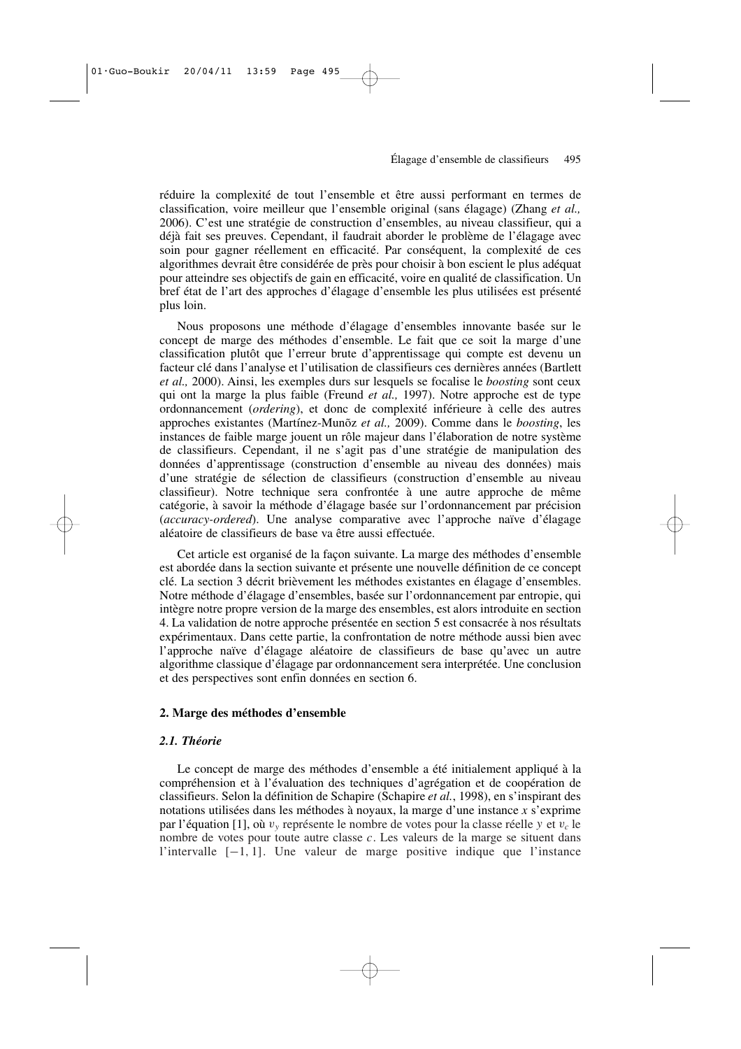réduire la complexité de tout l'ensemble et être aussi performant en termes de classification, voire meilleur que l'ensemble original (sans élagage) (Zhang *et al.,* 2006). C'est une stratégie de construction d'ensembles, au niveau classifieur, qui a déjà fait ses preuves. Cependant, il faudrait aborder le problème de l'élagage avec soin pour gagner réellement en efficacité. Par conséquent, la complexité de ces algorithmes devrait être considérée de près pour choisir à bon escient le plus adéquat pour atteindre ses objectifs de gain en efficacité, voire en qualité de classification. Un bref état de l'art des approches d'élagage d'ensemble les plus utilisées est présenté plus loin.

Nous proposons une méthode d'élagage d'ensembles innovante basée sur le concept de marge des méthodes d'ensemble. Le fait que ce soit la marge d'une classification plutôt que l'erreur brute d'apprentissage qui compte est devenu un facteur clé dans l'analyse et l'utilisation de classifieurs ces dernières années (Bartlett *et al.,* 2000). Ainsi, les exemples durs sur lesquels se focalise le *boosting* sont ceux qui ont la marge la plus faible (Freund *et al.,* 1997). Notre approche est de type ordonnancement (*ordering*), et donc de complexité inférieure à celle des autres approches existantes (Martínez-Munõz *et al.,* 2009). Comme dans le *boosting*, les instances de faible marge jouent un rôle majeur dans l'élaboration de notre système de classifieurs. Cependant, il ne s'agit pas d'une stratégie de manipulation des données d'apprentissage (construction d'ensemble au niveau des données) mais d'une stratégie de sélection de classifieurs (construction d'ensemble au niveau classifieur). Notre technique sera confrontée à une autre approche de même catégorie, à savoir la méthode d'élagage basée sur l'ordonnancement par précision (*accuracy-ordered*). Une analyse comparative avec l'approche naïve d'élagage aléatoire de classifieurs de base va être aussi effectuée.

Cet article est organisé de la façon suivante. La marge des méthodes d'ensemble est abordée dans la section suivante et présente une nouvelle définition de ce concept clé. La section 3 décrit brièvement les méthodes existantes en élagage d'ensembles. Notre méthode d'élagage d'ensembles, basée sur l'ordonnancement par entropie, qui intègre notre propre version de la marge des ensembles, est alors introduite en section 4. La validation de notre approche présentée en section 5 est consacrée à nos résultats expérimentaux. Dans cette partie, la confrontation de notre méthode aussi bien avec l'approche naïve d'élagage aléatoire de classifieurs de base qu'avec un autre algorithme classique d'élagage par ordonnancement sera interprétée. Une conclusion et des perspectives sont enfin données en section 6.

## 2. Marge des méthodes d'ensemble

### *2.1. Théorie*

Le concept de marge des méthodes d'ensemble a été initialement appliqué à la compréhension et à l'évaluation des techniques d'agrégation et de coopération de classifieurs. Selon la définition de Schapire (Schapire *et al.*, 1998), en s'inspirant des notations utilisées dans les méthodes à noyaux, la marge d'une instance $x$ s'exprime par l'équation [1], où $v_y$ représente le nombre de votes pour la classe réelle $y$ et $v_c$ le nombre de votes pour toute autre classe $c$. Les valeurs de la marge se situent dans l'intervalle $[-1, 1]$. Une valeur de marge positive indique que l'instance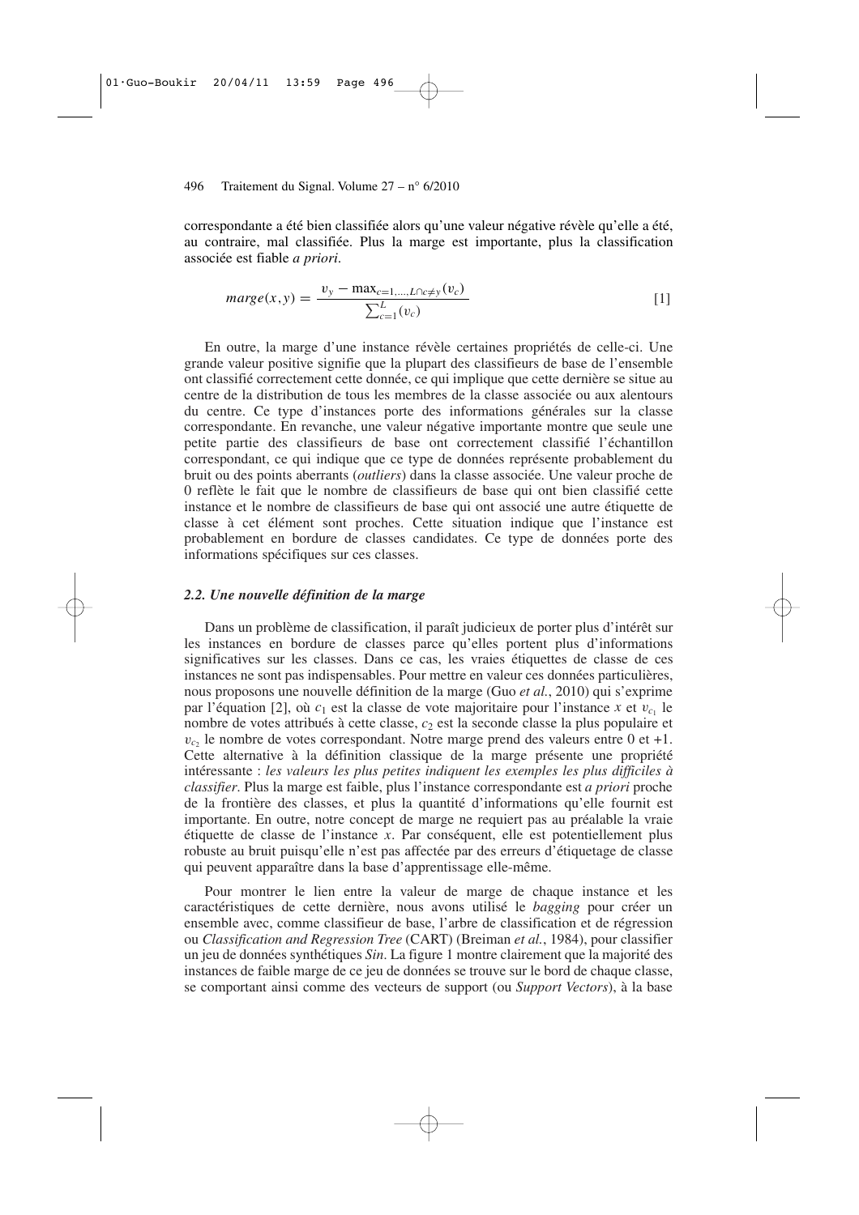correspondante a été bien classifiée alors qu'une valeur négative révèle qu'elle a été, au contraire, mal classifiée. Plus la marge est importante, plus la classification associée est fiable *a priori*.

$$marge(x,y) = \frac{v_y - \max_{c=1,\ldots,L \cap c \neq y}(v_c)}{\sum_{c=1}^{L}(v_c)} \qquad [1]$$

En outre, la marge d'une instance révèle certaines propriétés de celle-ci. Une grande valeur positive signifie que la plupart des classifieurs de base de l'ensemble ont classifié correctement cette donnée, ce qui implique que cette dernière se situe au centre de la distribution de tous les membres de la classe associée ou aux alentours du centre. Ce type d'instances porte des informations générales sur la classe correspondante. En revanche, une valeur négative importante montre que seule une petite partie des classifieurs de base ont correctement classifié l'échantillon correspondant, ce qui indique que ce type de données représente probablement du bruit ou des points aberrants (*outliers*) dans la classe associée. Une valeur proche de 0 reflète le fait que le nombre de classifieurs de base qui ont bien classifié cette instance et le nombre de classifieurs de base qui ont associé une autre étiquette de classe à cet élément sont proches. Cette situation indique que l'instance est probablement en bordure de classes candidates. Ce type de données porte des informations spécifiques sur ces classes.

### *2.2. Une nouvelle définition de la marge*

Dans un problème de classification, il paraît judicieux de porter plus d'intérêt sur les instances en bordure de classes parce qu'elles portent plus d'informations significatives sur les classes. Dans ce cas, les vraies étiquettes de classe de ces instances ne sont pas indispensables. Pour mettre en valeur ces données particulières, nous proposons une nouvelle définition de la marge (Guo *et al.*, 2010) qui s'exprime par l'équation [2], où $c_1$ est la classe de vote majoritaire pour l'instance $x$ et $v_{c_1}$ le nombre de votes attribués à cette classe, $c_2$ est la seconde classe la plus populaire et $v_{c_2}$ le nombre de votes correspondant. Notre marge prend des valeurs entre 0 et +1. Cette alternative à la définition classique de la marge présente une propriété intéressante : *les valeurs les plus petites indiquent les exemples les plus difficiles à classifier*. Plus la marge est faible, plus l'instance correspondante est *a priori* proche de la frontière des classes, et plus la quantité d'informations qu'elle fournit est importante. En outre, notre concept de marge ne requiert pas au préalable la vraie étiquette de classe de l'instance $x$. Par conséquent, elle est potentiellement plus robuste au bruit puisqu'elle n'est pas affectée par des erreurs d'étiquetage de classe qui peuvent apparaître dans la base d'apprentissage elle-même.

Pour montrer le lien entre la valeur de marge de chaque instance et les caractéristiques de cette dernière, nous avons utilisé le *bagging* pour créer un ensemble avec, comme classifieur de base, l'arbre de classification et de régression ou *Classification and Regression Tree* (CART) (Breiman *et al.*, 1984), pour classifier un jeu de données synthétiques *Sin*. La figure 1 montre clairement que la majorité des instances de faible marge de ce jeu de données se trouve sur le bord de chaque classe, se comportant ainsi comme des vecteurs de support (ou *Support Vectors*), à la base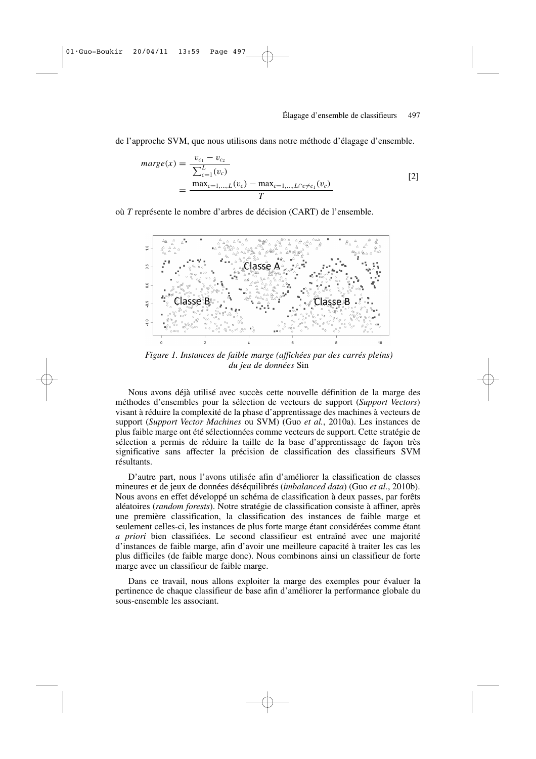de l'approche SVM, que nous utilisons dans notre méthode d'élagage d'ensemble.

$$
\begin{aligned}
marge(x) &= \frac{v_{c_1} - v_{c_2}}{\sum_{c=1}^{L}(v_c)} \\
&= \frac{\max_{c=1,\ldots,L}(v_c) - \max_{c=1,\ldots,L \cap c \neq c_1}(v_c)}{T}
\end{aligned} \quad [2]
$$

où $T$ représente le nombre d'arbres de décision (CART) de l'ensemble.

*Figure 1. Instances de faible marge (affichées par des carrés pleins) du jeu de données* Sin

Nous avons déjà utilisé avec succès cette nouvelle définition de la marge des méthodes d'ensembles pour la sélection de vecteurs de support (*Support Vectors*) visant à réduire la complexité de la phase d'apprentissage des machines à vecteurs de support (*Support Vector Machines* ou SVM) (Guo *et al.*, 2010a). Les instances de plus faible marge ont été sélectionnées comme vecteurs de support. Cette stratégie de sélection a permis de réduire la taille de la base d'apprentissage de façon très significative sans affecter la précision de classification des classifieurs SVM résultants.

D'autre part, nous l'avons utilisée afin d'améliorer la classification de classes mineures et de jeux de données déséquilibrés (*imbalanced data*) (Guo *et al.*, 2010b). Nous avons en effet développé un schéma de classification à deux passes, par forêts aléatoires (*random forests*). Notre stratégie de classification consiste à affiner, après une première classification, la classification des instances de faible marge et seulement celles-ci, les instances de plus forte marge étant considérées comme étant *a priori* bien classifiées. Le second classifieur est entraîné avec une majorité d'instances de faible marge, afin d'avoir une meilleure capacité à traiter les cas les plus difficiles (de faible marge donc). Nous combinons ainsi un classifieur de forte marge avec un classifieur de faible marge.

Dans ce travail, nous allons exploiter la marge des exemples pour évaluer la pertinence de chaque classifieur de base afin d'améliorer la performance globale du sous-ensemble les associant.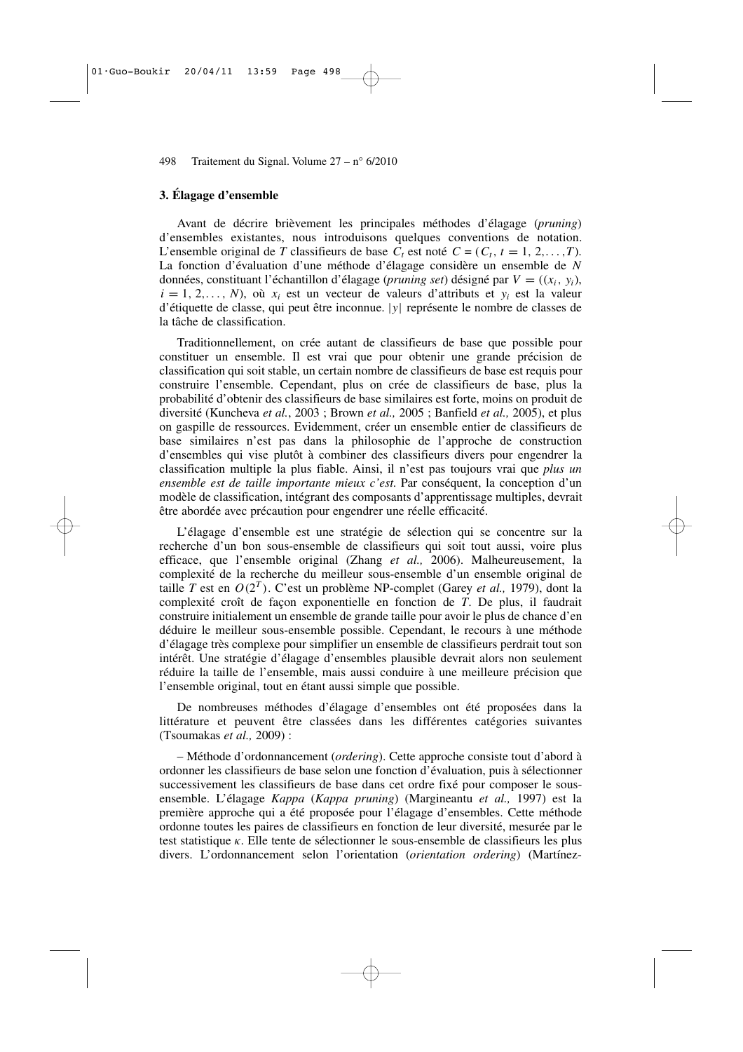## 3. Élagage d'ensemble

Avant de décrire brièvement les principales méthodes d'élagage (*pruning*) d'ensembles existantes, nous introduisons quelques conventions de notation. L'ensemble original de $T$ classifieurs de base $C_t$ est noté $C = (C_t, t = 1, 2, \ldots, T)$. La fonction d'évaluation d'une méthode d'élagage considère un ensemble de $N$ données, constituant l'échantillon d'élagage (*pruning set*) désigné par $V = ((x_i, y_i),$ $i = 1, 2, \ldots, N)$, où $x_i$ est un vecteur de valeurs d'attributs et $y_i$ est la valeur d'étiquette de classe, qui peut être inconnue. $|y|$ représente le nombre de classes de la tâche de classification.

Traditionnellement, on crée autant de classifieurs de base que possible pour constituer un ensemble. Il est vrai que pour obtenir une grande précision de classification qui soit stable, un certain nombre de classifieurs de base est requis pour construire l'ensemble. Cependant, plus on crée de classifieurs de base, plus la probabilité d'obtenir des classifieurs de base similaires est forte, moins on produit de diversité (Kuncheva *et al.*, 2003 ; Brown *et al.,* 2005 ; Banfield *et al.,* 2005), et plus on gaspille de ressources. Evidemment, créer un ensemble entier de classifieurs de base similaires n'est pas dans la philosophie de l'approche de construction d'ensembles qui vise plutôt à combiner des classifieurs divers pour engendrer la classification multiple la plus fiable. Ainsi, il n'est pas toujours vrai que *plus un ensemble est de taille importante mieux c'est*. Par conséquent, la conception d'un modèle de classification, intégrant des composants d'apprentissage multiples, devrait être abordée avec précaution pour engendrer une réelle efficacité.

L'élagage d'ensemble est une stratégie de sélection qui se concentre sur la recherche d'un bon sous-ensemble de classifieurs qui soit tout aussi, voire plus efficace, que l'ensemble original (Zhang *et al.,* 2006). Malheureusement, la complexité de la recherche du meilleur sous-ensemble d'un ensemble original de taille $T$ est en $O(2^T)$. C'est un problème NP-complet (Garey *et al.,* 1979), dont la complexité croît de façon exponentielle en fonction de $T$. De plus, il faudrait construire initialement un ensemble de grande taille pour avoir le plus de chance d'en déduire le meilleur sous-ensemble possible. Cependant, le recours à une méthode d'élagage très complexe pour simplifier un ensemble de classifieurs perdrait tout son intérêt. Une stratégie d'élagage d'ensembles plausible devrait alors non seulement réduire la taille de l'ensemble, mais aussi conduire à une meilleure précision que l'ensemble original, tout en étant aussi simple que possible.

De nombreuses méthodes d'élagage d'ensembles ont été proposées dans la littérature et peuvent être classées dans les différentes catégories suivantes (Tsoumakas *et al.,* 2009) :

– Méthode d'ordonnancement (*ordering*). Cette approche consiste tout d'abord à ordonner les classifieurs de base selon une fonction d'évaluation, puis à sélectionner successivement les classifieurs de base dans cet ordre fixé pour composer le sous-ensemble. L'élagage *Kappa* (*Kappa pruning*) (Margineantu *et al.,* 1997) est la première approche qui a été proposée pour l'élagage d'ensembles. Cette méthode ordonne toutes les paires de classifieurs en fonction de leur diversité, mesurée par le test statistique $\kappa$. Elle tente de sélectionner le sous-ensemble de classifieurs les plus divers. L'ordonnancement selon l'orientation (*orientation ordering*) (Martínez-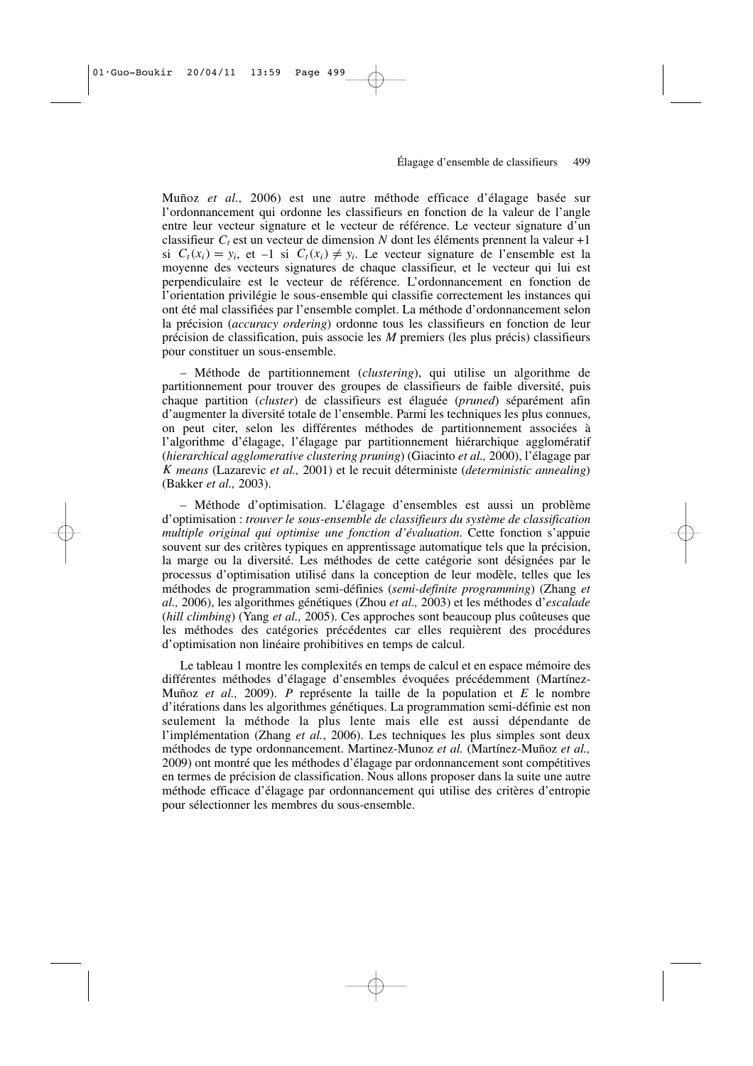Muñoz *et al.,* 2006) est une autre méthode efficace d'élagage basée sur l'ordonnancement qui ordonne les classifieurs en fonction de la valeur de l'angle entre leur vecteur signature et le vecteur de référence. Le vecteur signature d'un classifieur $C_t$ est un vecteur de dimension $N$ dont les éléments prennent la valeur +1 si $C_t(x_i) = y_i$, et –1 si $C_t(x_i) \neq y_i$. Le vecteur signature de l'ensemble est la moyenne des vecteurs signatures de chaque classifieur, et le vecteur qui lui est perpendiculaire est le vecteur de référence. L'ordonnancement en fonction de l'orientation privilégie le sous-ensemble qui classifie correctement les instances qui ont été mal classifiées par l'ensemble complet. La méthode d'ordonnancement selon la précision (*accuracy ordering*) ordonne tous les classifieurs en fonction de leur précision de classification, puis associe les $M$ premiers (les plus précis) classifieurs pour constituer un sous-ensemble.

– Méthode de partitionnement (*clustering*), qui utilise un algorithme de partitionnement pour trouver des groupes de classifieurs de faible diversité, puis chaque partition (*cluster*) de classifieurs est élaguée (*pruned*) séparément afin d'augmenter la diversité totale de l'ensemble. Parmi les techniques les plus connues, on peut citer, selon les différentes méthodes de partitionnement associées à l'algorithme d'élagage, l'élagage par partitionnement hiérarchique agglomératif (*hierarchical agglomerative clustering pruning*) (Giacinto *et al.,* 2000), l'élagage par *K means* (Lazarevic *et al.,* 2001) et le recuit déterministe (*deterministic annealing*) (Bakker *et al.,* 2003).

– Méthode d'optimisation. L'élagage d'ensembles est aussi un problème d'optimisation : *trouver le sous-ensemble de classifieurs du système de classification multiple original qui optimise une fonction d'évaluation.* Cette fonction s'appuie souvent sur des critères typiques en apprentissage automatique tels que la précision, la marge ou la diversité. Les méthodes de cette catégorie sont désignées par le processus d'optimisation utilisé dans la conception de leur modèle, telles que les méthodes de programmation semi-définies (*semi-definite programming*) (Zhang *et al.,* 2006), les algorithmes génétiques (Zhou *et al.,* 2003) et les méthodes d'*escalade* (*hill climbing*) (Yang *et al.,* 2005). Ces approches sont beaucoup plus coûteuses que les méthodes des catégories précédentes car elles requièrent des procédures d'optimisation non linéaire prohibitives en temps de calcul.

Le tableau 1 montre les complexités en temps de calcul et en espace mémoire des différentes méthodes d'élagage d'ensembles évoquées précédemment (Martínez-Muñoz *et al.,* 2009). $P$ représente la taille de la population et $E$ le nombre d'itérations dans les algorithmes génétiques. La programmation semi-définie est non seulement la méthode la plus lente mais elle est aussi dépendante de l'implémentation (Zhang *et al.*, 2006). Les techniques les plus simples sont deux méthodes de type ordonnancement. Martinez-Munoz *et al.* (Martínez-Muñoz *et al.,* 2009) ont montré que les méthodes d'élagage par ordonnancement sont compétitives en termes de précision de classification. Nous allons proposer dans la suite une autre méthode efficace d'élagage par ordonnancement qui utilise des critères d'entropie pour sélectionner les membres du sous-ensemble.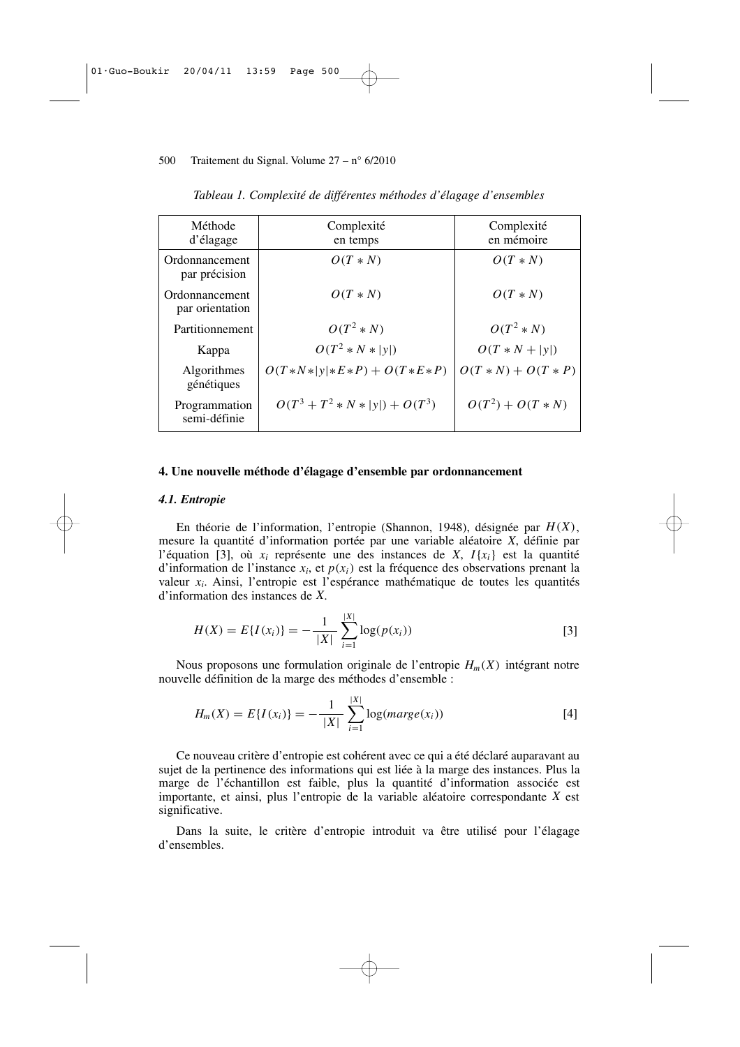*Tableau 1. Complexité de différentes méthodes d'élagage d'ensembles*

| Méthode d'élagage | Complexité en temps | Complexité en mémoire |
|---|---|---|
| Ordonnancement par précision | $O(T * N)$ | $O(T * N)$ |
| Ordonnancement par orientation | $O(T * N)$ | $O(T * N)$ |
| Partitionnement | $O(T^2 * N)$ | $O(T^2 * N)$ |
| Kappa | $O(T^2 * N * \|y\|)$ | $O(T * N + \|y\|)$ |
| Algorithmes génétiques | $O(T * N * \|y\| * E * P) + O(T * E * P)$ | $O(T * N) + O(T * P)$ |
| Programmation semi-définie | $O(T^3 + T^2 * N * \|y\|) + O(T^3)$ | $O(T^2) + O(T * N)$ |

## 4. Une nouvelle méthode d'élagage d'ensemble par ordonnancement

### *4.1. Entropie*

En théorie de l'information, l'entropie (Shannon, 1948), désignée par $H(X)$, mesure la quantité d'information portée par une variable aléatoire $X$, définie par l'équation [3], où $x_i$ représente une des instances de $X$, $I\{x_i\}$ est la quantité d'information de l'instance $x_i$, et $p(x_i)$ est la fréquence des observations prenant la valeur $x_i$. Ainsi, l'entropie est l'espérance mathématique de toutes les quantités d'information des instances de $X$.

$$H(X) = E\{I(x_i)\} = -\frac{1}{|X|}\sum_{i=1}^{|X|}\log(p(x_i)) \qquad [3]$$

Nous proposons une formulation originale de l'entropie $H_m(X)$ intégrant notre nouvelle définition de la marge des méthodes d'ensemble :

$$H_m(X) = E\{I(x_i)\} = -\frac{1}{|X|}\sum_{i=1}^{|X|}\log(marge(x_i)) \qquad [4]$$

Ce nouveau critère d'entropie est cohérent avec ce qui a été déclaré auparavant au sujet de la pertinence des informations qui est liée à la marge des instances. Plus la marge de l'échantillon est faible, plus la quantité d'information associée est importante, et ainsi, plus l'entropie de la variable aléatoire correspondante $X$ est significative.

Dans la suite, le critère d'entropie introduit va être utilisé pour l'élagage d'ensembles.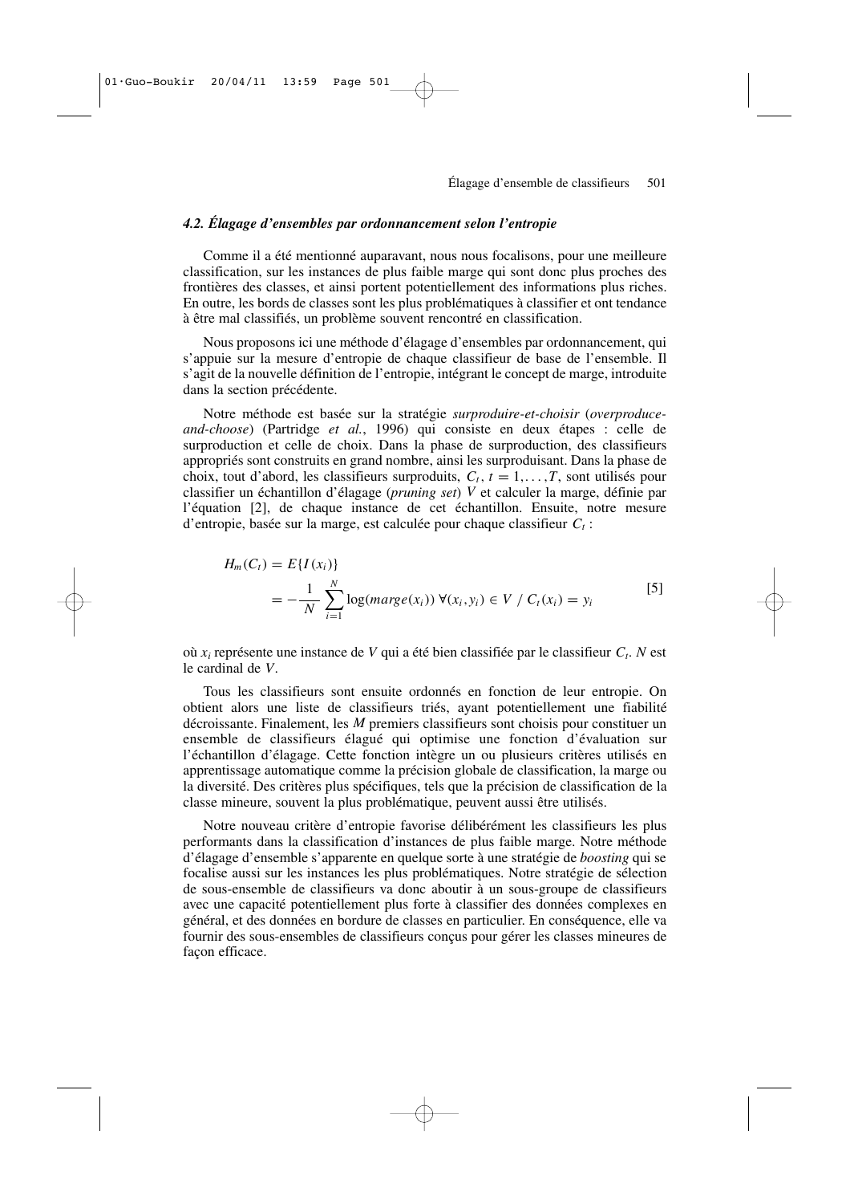### *4.2. Élagage d'ensembles par ordonnancement selon l'entropie*

Comme il a été mentionné auparavant, nous nous focalisons, pour une meilleure classification, sur les instances de plus faible marge qui sont donc plus proches des frontières des classes, et ainsi portent potentiellement des informations plus riches. En outre, les bords de classes sont les plus problématiques à classifier et ont tendance à être mal classifiés, un problème souvent rencontré en classification.

Nous proposons ici une méthode d'élagage d'ensembles par ordonnancement, qui s'appuie sur la mesure d'entropie de chaque classifieur de base de l'ensemble. Il s'agit de la nouvelle définition de l'entropie, intégrant le concept de marge, introduite dans la section précédente.

Notre méthode est basée sur la stratégie *surproduire-et-choisir* (*overproduce-and-choose*) (Partridge *et al.*, 1996) qui consiste en deux étapes : celle de surproduction et celle de choix. Dans la phase de surproduction, des classifieurs appropriés sont construits en grand nombre, ainsi les surproduisant. Dans la phase de choix, tout d'abord, les classifieurs surproduits, $C_t$, $t = 1, \ldots, T$, sont utilisés pour classifier un échantillon d'élagage (*pruning set*) $V$ et calculer la marge, définie par l'équation [2], de chaque instance de cet échantillon. Ensuite, notre mesure d'entropie, basée sur la marge, est calculée pour chaque classifieur $C_t$ :

$$
\begin{aligned}
H_m(C_t) &= E\{I(x_i)\} \\
&= -\frac{1}{N}\sum_{i=1}^{N} \log(marge(x_i)) \;\forall (x_i, y_i) \in V \;/\; C_t(x_i) = y_i
\end{aligned}
\qquad [5]
$$

où $x_i$ représente une instance de $V$ qui a été bien classifiée par le classifieur $C_t$. $N$ est le cardinal de $V$.

Tous les classifieurs sont ensuite ordonnés en fonction de leur entropie. On obtient alors une liste de classifieurs triés, ayant potentiellement une fiabilité décroissante. Finalement, les $M$ premiers classifieurs sont choisis pour constituer un ensemble de classifieurs élagué qui optimise une fonction d'évaluation sur l'échantillon d'élagage. Cette fonction intègre un ou plusieurs critères utilisés en apprentissage automatique comme la précision globale de classification, la marge ou la diversité. Des critères plus spécifiques, tels que la précision de classification de la classe mineure, souvent la plus problématique, peuvent aussi être utilisés.

Notre nouveau critère d'entropie favorise délibérément les classifieurs les plus performants dans la classification d'instances de plus faible marge. Notre méthode d'élagage d'ensemble s'apparente en quelque sorte à une stratégie de *boosting* qui se focalise aussi sur les instances les plus problématiques. Notre stratégie de sélection de sous-ensemble de classifieurs va donc aboutir à un sous-groupe de classifieurs avec une capacité potentiellement plus forte à classifier des données complexes en général, et des données en bordure de classes en particulier. En conséquence, elle va fournir des sous-ensembles de classifieurs conçus pour gérer les classes mineures de façon efficace.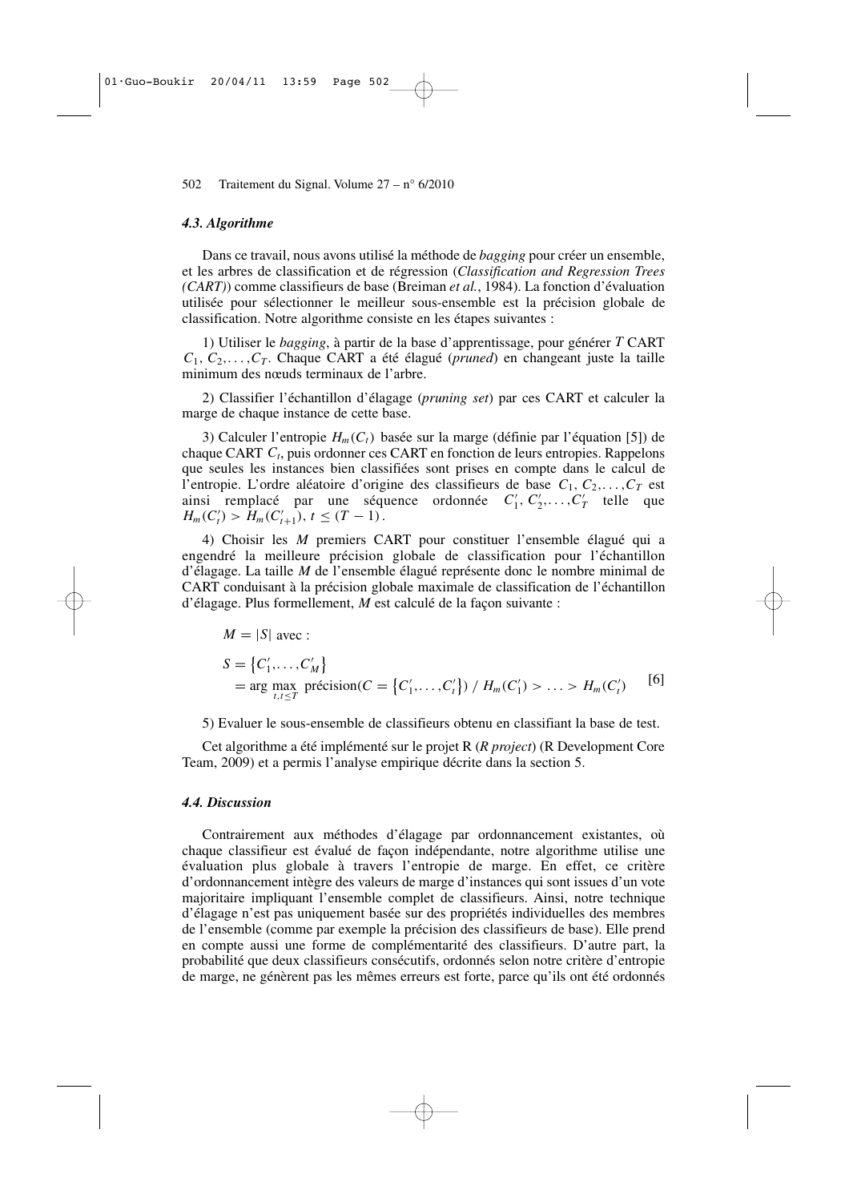### *4.3. Algorithme*

Dans ce travail, nous avons utilisé la méthode de *bagging* pour créer un ensemble, et les arbres de classification et de régression (*Classification and Regression Trees (CART)*) comme classifieurs de base (Breiman *et al.*, 1984). La fonction d'évaluation utilisée pour sélectionner le meilleur sous-ensemble est la précision globale de classification. Notre algorithme consiste en les étapes suivantes :

1) Utiliser le *bagging*, à partir de la base d'apprentissage, pour générer $T$ CART $C_1, C_2, \ldots, C_T$. Chaque CART a été élagué (*pruned*) en changeant juste la taille minimum des nœuds terminaux de l'arbre.

2) Classifier l'échantillon d'élagage (*pruning set*) par ces CART et calculer la marge de chaque instance de cette base.

3) Calculer l'entropie $H_m(C_t)$ basée sur la marge (définie par l'équation [5]) de chaque CART $C_t$, puis ordonner ces CART en fonction de leurs entropies. Rappelons que seules les instances bien classifiées sont prises en compte dans le calcul de l'entropie. L'ordre aléatoire d'origine des classifieurs de base $C_1, C_2, \ldots, C_T$ est ainsi remplacé par une séquence ordonnée $C'_1, C'_2, \ldots, C'_T$ telle que $H_m(C'_t) > H_m(C'_{t+1}),\ t \leq (T-1)$.

4) Choisir les $M$ premiers CART pour constituer l'ensemble élagué qui a engendré la meilleure précision globale de classification pour l'échantillon d'élagage. La taille $M$ de l'ensemble élagué représente donc le nombre minimal de CART conduisant à la précision globale maximale de classification de l'échantillon d'élagage. Plus formellement, $M$ est calculé de la façon suivante :

$$
\begin{aligned}
& M = |S| \text{ avec :} \\
& S = \{C'_1, \ldots, C'_M\} \\
& \quad = \arg\max_{t, t \leq T} \text{ précision}(C = \{C'_1, \ldots, C'_t\}) \;/\; H_m(C'_1) > \ldots > H_m(C'_t)
\end{aligned}
\qquad [6]
$$

5) Evaluer le sous-ensemble de classifieurs obtenu en classifiant la base de test.

Cet algorithme a été implémenté sur le projet R (*R project*) (R Development Core Team, 2009) et a permis l'analyse empirique décrite dans la section 5.

### *4.4. Discussion*

Contrairement aux méthodes d'élagage par ordonnancement existantes, où chaque classifieur est évalué de façon indépendante, notre algorithme utilise une évaluation plus globale à travers l'entropie de marge. En effet, ce critère d'ordonnancement intègre des valeurs de marge d'instances qui sont issues d'un vote majoritaire impliquant l'ensemble complet de classifieurs. Ainsi, notre technique d'élagage n'est pas uniquement basée sur des propriétés individuelles des membres de l'ensemble (comme par exemple la précision des classifieurs de base). Elle prend en compte aussi une forme de complémentarité des classifieurs. D'autre part, la probabilité que deux classifieurs consécutifs, ordonnés selon notre critère d'entropie de marge, ne génèrent pas les mêmes erreurs est forte, parce qu'ils ont été ordonnés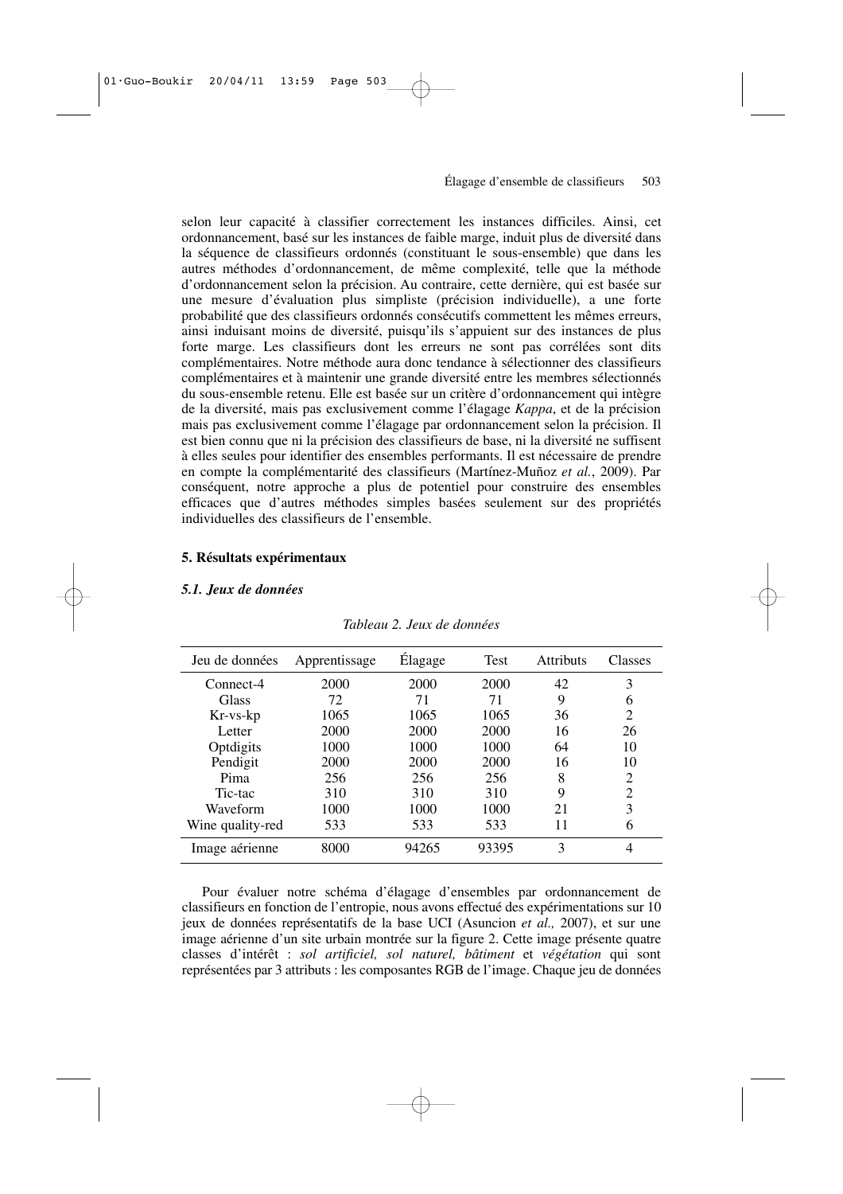selon leur capacité à classifier correctement les instances difficiles. Ainsi, cet ordonnancement, basé sur les instances de faible marge, induit plus de diversité dans la séquence de classifieurs ordonnés (constituant le sous-ensemble) que dans les autres méthodes d'ordonnancement, de même complexité, telle que la méthode d'ordonnancement selon la précision. Au contraire, cette dernière, qui est basée sur une mesure d'évaluation plus simpliste (précision individuelle), a une forte probabilité que des classifieurs ordonnés consécutifs commettent les mêmes erreurs, ainsi induisant moins de diversité, puisqu'ils s'appuient sur des instances de plus forte marge. Les classifieurs dont les erreurs ne sont pas corrélées sont dits complémentaires. Notre méthode aura donc tendance à sélectionner des classifieurs complémentaires et à maintenir une grande diversité entre les membres sélectionnés du sous-ensemble retenu. Elle est basée sur un critère d'ordonnancement qui intègre de la diversité, mais pas exclusivement comme l'élagage *Kappa*, et de la précision mais pas exclusivement comme l'élagage par ordonnancement selon la précision. Il est bien connu que ni la précision des classifieurs de base, ni la diversité ne suffisent à elles seules pour identifier des ensembles performants. Il est nécessaire de prendre en compte la complémentarité des classifieurs (Martínez-Muñoz *et al.*, 2009). Par conséquent, notre approche a plus de potentiel pour construire des ensembles efficaces que d'autres méthodes simples basées seulement sur des propriétés individuelles des classifieurs de l'ensemble.

## 5. Résultats expérimentaux

### *5.1. Jeux de données*

*Tableau 2. Jeux de données*

| Jeu de données | Apprentissage | Élagage | Test | Attributs | Classes |
|---|---|---|---|---|---|
| Connect-4 | 2000 | 2000 | 2000 | 42 | 3 |
| Glass | 72 | 71 | 71 | 9 | 6 |
| Kr-vs-kp | 1065 | 1065 | 1065 | 36 | 2 |
| Letter | 2000 | 2000 | 2000 | 16 | 26 |
| Optdigits | 1000 | 1000 | 1000 | 64 | 10 |
| Pendigit | 2000 | 2000 | 2000 | 16 | 10 |
| Pima | 256 | 256 | 256 | 8 | 2 |
| Tic-tac | 310 | 310 | 310 | 9 | 2 |
| Waveform | 1000 | 1000 | 1000 | 21 | 3 |
| Wine quality-red | 533 | 533 | 533 | 11 | 6 |
| Image aérienne | 8000 | 94265 | 93395 | 3 | 4 |

Pour évaluer notre schéma d'élagage d'ensembles par ordonnancement de classifieurs en fonction de l'entropie, nous avons effectué des expérimentations sur 10 jeux de données représentatifs de la base UCI (Asuncion *et al.,* 2007), et sur une image aérienne d'un site urbain montrée sur la figure 2. Cette image présente quatre classes d'intérêt : *sol artificiel, sol naturel, bâtiment* et *végétation* qui sont représentées par 3 attributs : les composantes RGB de l'image. Chaque jeu de données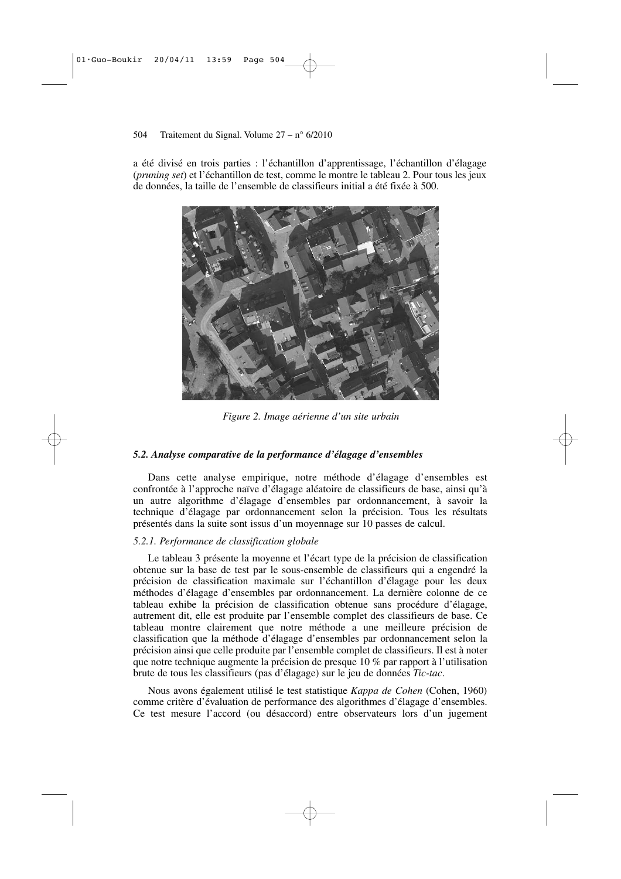a été divisé en trois parties : l'échantillon d'apprentissage, l'échantillon d'élagage (*pruning set*) et l'échantillon de test, comme le montre le tableau 2. Pour tous les jeux de données, la taille de l'ensemble de classifieurs initial a été fixée à 500.

*Figure 2. Image aérienne d'un site urbain*

### *5.2. Analyse comparative de la performance d'élagage d'ensembles*

Dans cette analyse empirique, notre méthode d'élagage d'ensembles est confrontée à l'approche naïve d'élagage aléatoire de classifieurs de base, ainsi qu'à un autre algorithme d'élagage d'ensembles par ordonnancement, à savoir la technique d'élagage par ordonnancement selon la précision. Tous les résultats présentés dans la suite sont issus d'un moyennage sur 10 passes de calcul.

#### *5.2.1. Performance de classification globale*

Le tableau 3 présente la moyenne et l'écart type de la précision de classification obtenue sur la base de test par le sous-ensemble de classifieurs qui a engendré la précision de classification maximale sur l'échantillon d'élagage pour les deux méthodes d'élagage d'ensembles par ordonnancement. La dernière colonne de ce tableau exhibe la précision de classification obtenue sans procédure d'élagage, autrement dit, elle est produite par l'ensemble complet des classifieurs de base. Ce tableau montre clairement que notre méthode a une meilleure précision de classification que la méthode d'élagage d'ensembles par ordonnancement selon la précision ainsi que celle produite par l'ensemble complet de classifieurs. Il est à noter que notre technique augmente la précision de presque 10 % par rapport à l'utilisation brute de tous les classifieurs (pas d'élagage) sur le jeu de données *Tic-tac*.

Nous avons également utilisé le test statistique *Kappa de Cohen* (Cohen, 1960) comme critère d'évaluation de performance des algorithmes d'élagage d'ensembles. Ce test mesure l'accord (ou désaccord) entre observateurs lors d'un jugement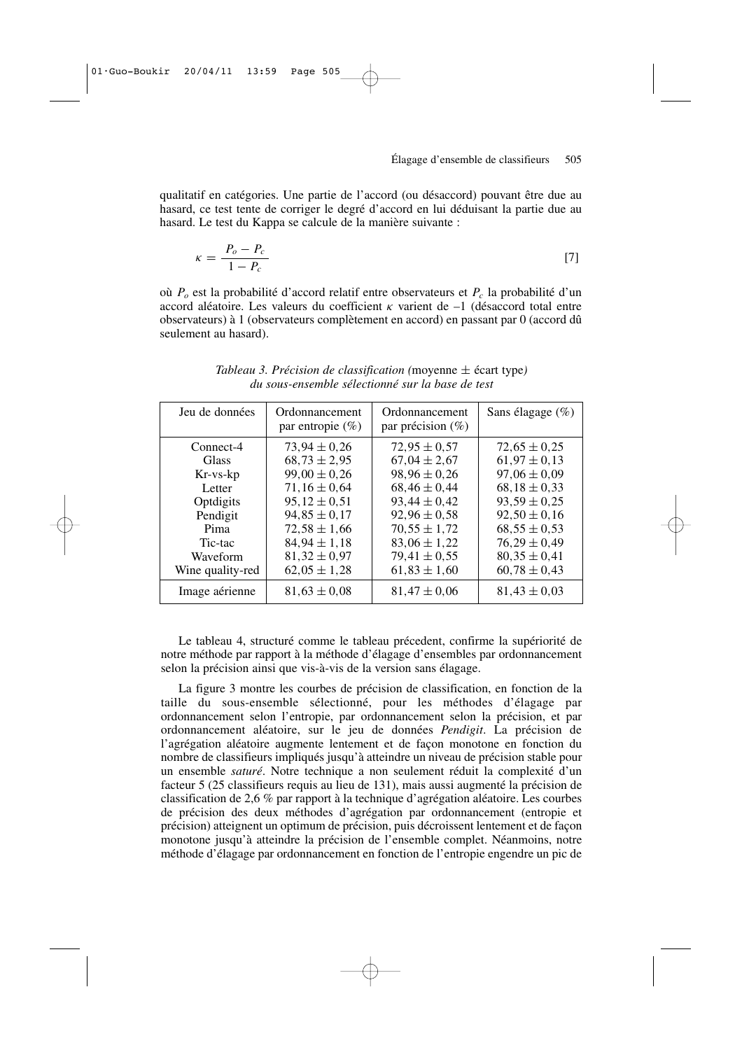qualitatif en catégories. Une partie de l'accord (ou désaccord) pouvant être due au hasard, ce test tente de corriger le degré d'accord en lui déduisant la partie due au hasard. Le test du Kappa se calcule de la manière suivante :

$$\kappa = \frac{P_o - P_c}{1 - P_c} \qquad [7]$$

où $P_o$ est la probabilité d'accord relatif entre observateurs et $P_c$ la probabilité d'un accord aléatoire. Les valeurs du coefficient $\kappa$ varient de –1 (désaccord total entre observateurs) à 1 (observateurs complètement en accord) en passant par 0 (accord dû seulement au hasard).

*Tableau 3. Précision de classification (*moyenne ± écart type*) du sous-ensemble sélectionné sur la base de test*

| Jeu de données | Ordonnancement par entropie (%) | Ordonnancement par précision (%) | Sans élagage (%) |
|---|---|---|---|
| Connect-4 | $73{,}94 \pm 0{,}26$ | $72{,}95 \pm 0{,}57$ | $72{,}65 \pm 0{,}25$ |
| Glass | $68{,}73 \pm 2{,}95$ | $67{,}04 \pm 2{,}67$ | $61{,}97 \pm 0{,}13$ |
| Kr-vs-kp | $99{,}00 \pm 0{,}26$ | $98{,}96 \pm 0{,}26$ | $97{,}06 \pm 0{,}09$ |
| Letter | $71{,}16 \pm 0{,}64$ | $68{,}46 \pm 0{,}44$ | $68{,}18 \pm 0{,}33$ |
| Optdigits | $95{,}12 \pm 0{,}51$ | $93{,}44 \pm 0{,}42$ | $93{,}59 \pm 0{,}25$ |
| Pendigit | $94{,}85 \pm 0{,}17$ | $92{,}96 \pm 0{,}58$ | $92{,}50 \pm 0{,}16$ |
| Pima | $72{,}58 \pm 1{,}66$ | $70{,}55 \pm 1{,}72$ | $68{,}55 \pm 0{,}53$ |
| Tic-tac | $84{,}94 \pm 1{,}18$ | $83{,}06 \pm 1{,}22$ | $76{,}29 \pm 0{,}49$ |
| Waveform | $81{,}32 \pm 0{,}97$ | $79{,}41 \pm 0{,}55$ | $80{,}35 \pm 0{,}41$ |
| Wine quality-red | $62{,}05 \pm 1{,}28$ | $61{,}83 \pm 1{,}60$ | $60{,}78 \pm 0{,}43$ |
| Image aérienne | $81{,}63 \pm 0{,}08$ | $81{,}47 \pm 0{,}06$ | $81{,}43 \pm 0{,}03$ |

Le tableau 4, structuré comme le tableau précedent, confirme la supériorité de notre méthode par rapport à la méthode d'élagage d'ensembles par ordonnancement selon la précision ainsi que vis-à-vis de la version sans élagage.

La figure 3 montre les courbes de précision de classification, en fonction de la taille du sous-ensemble sélectionné, pour les méthodes d'élagage par ordonnancement selon l'entropie, par ordonnancement selon la précision, et par ordonnancement aléatoire, sur le jeu de données *Pendigit*. La précision de l'agrégation aléatoire augmente lentement et de façon monotone en fonction du nombre de classifieurs impliqués jusqu'à atteindre un niveau de précision stable pour un ensemble *saturé*. Notre technique a non seulement réduit la complexité d'un facteur 5 (25 classifieurs requis au lieu de 131), mais aussi augmenté la précision de classification de 2,6 % par rapport à la technique d'agrégation aléatoire. Les courbes de précision des deux méthodes d'agrégation par ordonnancement (entropie et précision) atteignent un optimum de précision, puis décroissent lentement et de façon monotone jusqu'à atteindre la précision de l'ensemble complet. Néanmoins, notre méthode d'élagage par ordonnancement en fonction de l'entropie engendre un pic de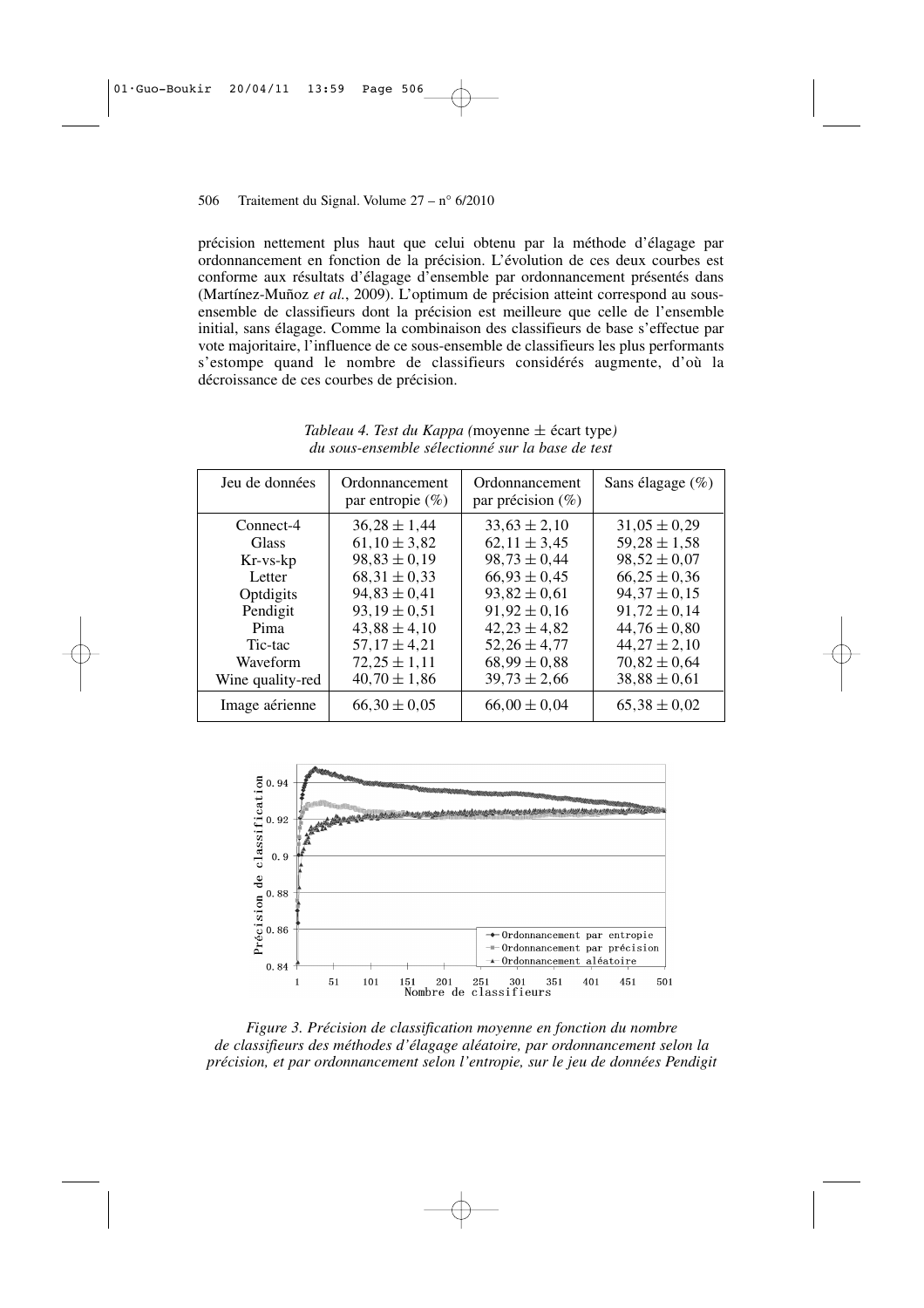précision nettement plus haut que celui obtenu par la méthode d'élagage par ordonnancement en fonction de la précision. L'évolution de ces deux courbes est conforme aux résultats d'élagage d'ensemble par ordonnancement présentés dans (Martínez-Muñoz *et al.*, 2009). L'optimum de précision atteint correspond au sous-ensemble de classifieurs dont la précision est meilleure que celle de l'ensemble initial, sans élagage. Comme la combinaison des classifieurs de base s'effectue par vote majoritaire, l'influence de ce sous-ensemble de classifieurs les plus performants s'estompe quand le nombre de classifieurs considérés augmente, d'où la décroissance de ces courbes de précision.

*Tableau 4. Test du Kappa (*moyenne ± écart type*) du sous-ensemble sélectionné sur la base de test*

| Jeu de données | Ordonnancement par entropie (%) | Ordonnancement par précision (%) | Sans élagage (%) |
|---|---|---|---|
| Connect-4 | $36,28 \pm 1,44$ | $33,63 \pm 2,10$ | $31,05 \pm 0,29$ |
| Glass | $61,10 \pm 3,82$ | $62,11 \pm 3,45$ | $59,28 \pm 1,58$ |
| Kr-vs-kp | $98,83 \pm 0,19$ | $98,73 \pm 0,44$ | $98,52 \pm 0,07$ |
| Letter | $68,31 \pm 0,33$ | $66,93 \pm 0,45$ | $66,25 \pm 0,36$ |
| Optdigits | $94,83 \pm 0,41$ | $93,82 \pm 0,61$ | $94,37 \pm 0,15$ |
| Pendigit | $93,19 \pm 0,51$ | $91,92 \pm 0,16$ | $91,72 \pm 0,14$ |
| Pima | $43,88 \pm 4,10$ | $42,23 \pm 4,82$ | $44,76 \pm 0,80$ |
| Tic-tac | $57,17 \pm 4,21$ | $52,26 \pm 4,77$ | $44,27 \pm 2,10$ |
| Waveform | $72,25 \pm 1,11$ | $68,99 \pm 0,88$ | $70,82 \pm 0,64$ |
| Wine quality-red | $40,70 \pm 1,86$ | $39,73 \pm 2,66$ | $38,88 \pm 0,61$ |
| Image aérienne | $66,30 \pm 0,05$ | $66,00 \pm 0,04$ | $65,38 \pm 0,02$ |

*Figure 3. Précision de classification moyenne en fonction du nombre de classifieurs des méthodes d'élagage aléatoire, par ordonnancement selon la précision, et par ordonnancement selon l'entropie, sur le jeu de données Pendigit*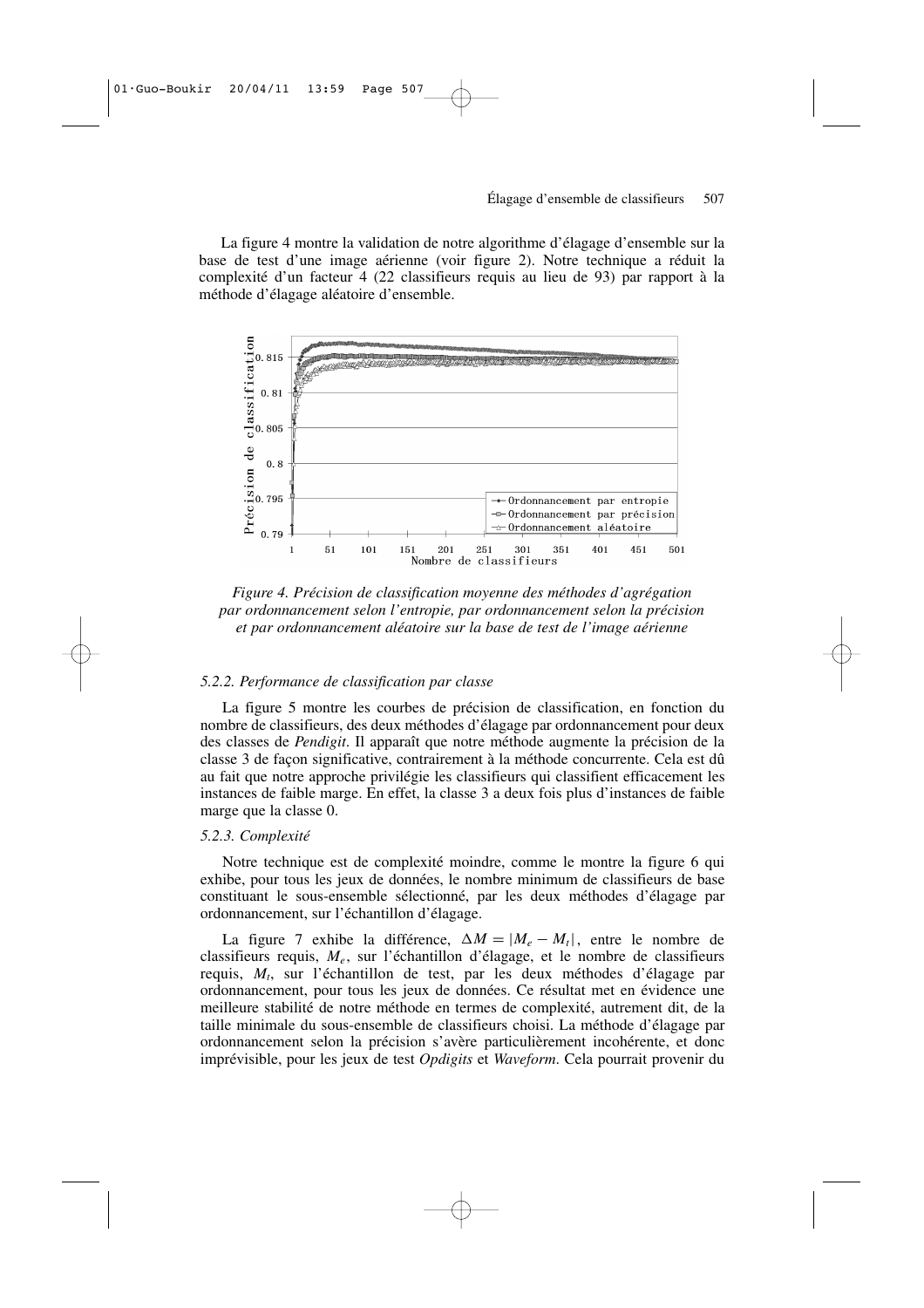La figure 4 montre la validation de notre algorithme d'élagage d'ensemble sur la base de test d'une image aérienne (voir figure 2). Notre technique a réduit la complexité d'un facteur 4 (22 classifieurs requis au lieu de 93) par rapport à la méthode d'élagage aléatoire d'ensemble.

*Figure 4. Précision de classification moyenne des méthodes d'agrégation par ordonnancement selon l'entropie, par ordonnancement selon la précision et par ordonnancement aléatoire sur la base de test de l'image aérienne*

#### *5.2.2. Performance de classification par classe*

La figure 5 montre les courbes de précision de classification, en fonction du nombre de classifieurs, des deux méthodes d'élagage par ordonnancement pour deux des classes de *Pendigit*. Il apparaît que notre méthode augmente la précision de la classe 3 de façon significative, contrairement à la méthode concurrente. Cela est dû au fait que notre approche privilégie les classifieurs qui classifient efficacement les instances de faible marge. En effet, la classe 3 a deux fois plus d'instances de faible marge que la classe 0.

#### *5.2.3. Complexité*

Notre technique est de complexité moindre, comme le montre la figure 6 qui exhibe, pour tous les jeux de données, le nombre minimum de classifieurs de base constituant le sous-ensemble sélectionné, par les deux méthodes d'élagage par ordonnancement, sur l'échantillon d'élagage.

La figure 7 exhibe la différence, $\Delta M = |M_e - M_t|$, entre le nombre de classifieurs requis, $M_e$, sur l'échantillon d'élagage, et le nombre de classifieurs requis, $M_t$, sur l'échantillon de test, par les deux méthodes d'élagage par ordonnancement, pour tous les jeux de données. Ce résultat met en évidence une meilleure stabilité de notre méthode en termes de complexité, autrement dit, de la taille minimale du sous-ensemble de classifieurs choisi. La méthode d'élagage par ordonnancement selon la précision s'avère particulièrement incohérente, et donc imprévisible, pour les jeux de test *Opdigits* et *Waveform*. Cela pourrait provenir du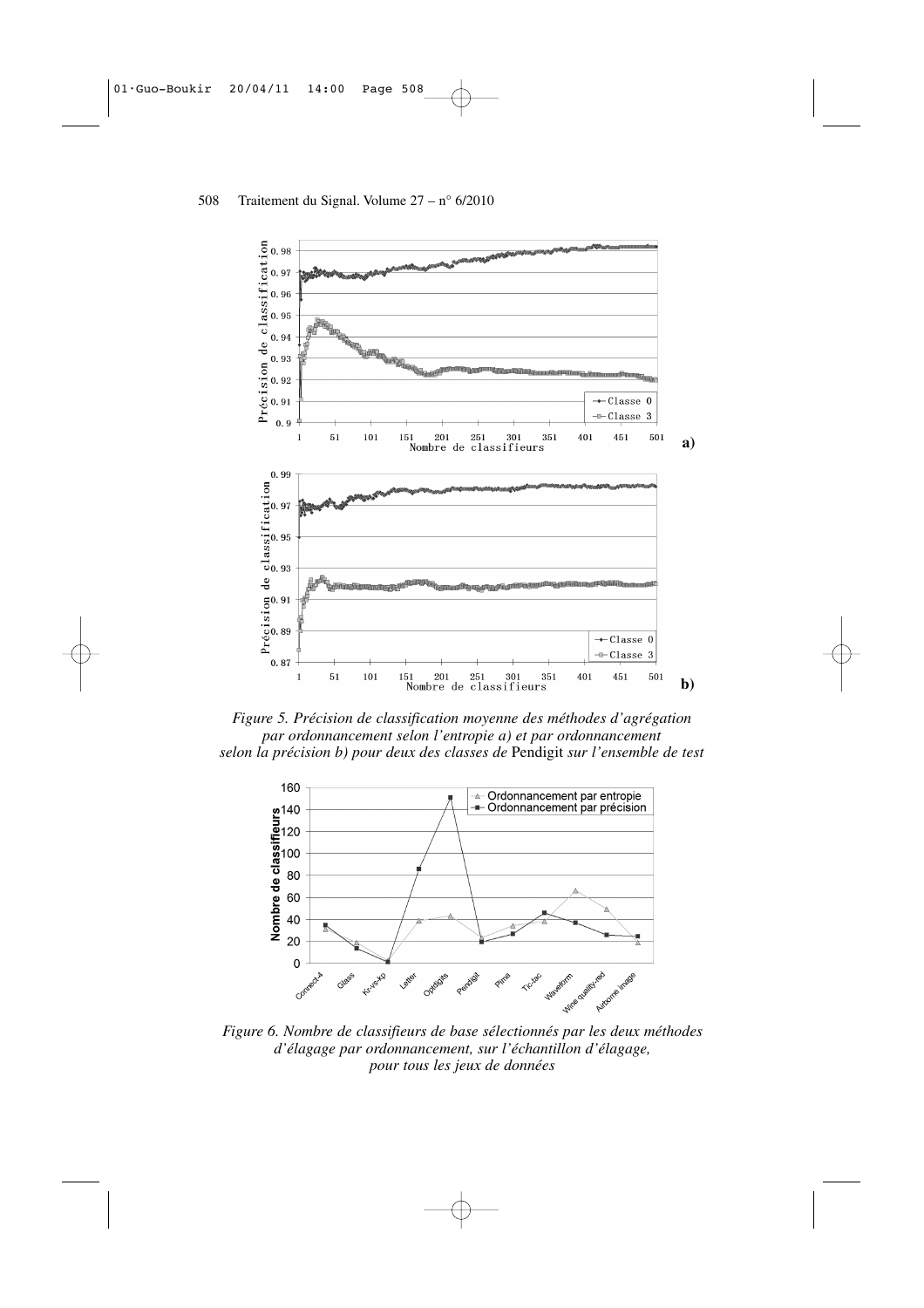*Figure 5. Précision de classification moyenne des méthodes d'agrégation par ordonnancement selon l'entropie a) et par ordonnancement selon la précision b) pour deux des classes de* Pendigit *sur l'ensemble de test*

*Figure 6. Nombre de classifieurs de base sélectionnés par les deux méthodes d'élagage par ordonnancement, sur l'échantillon d'élagage, pour tous les jeux de données*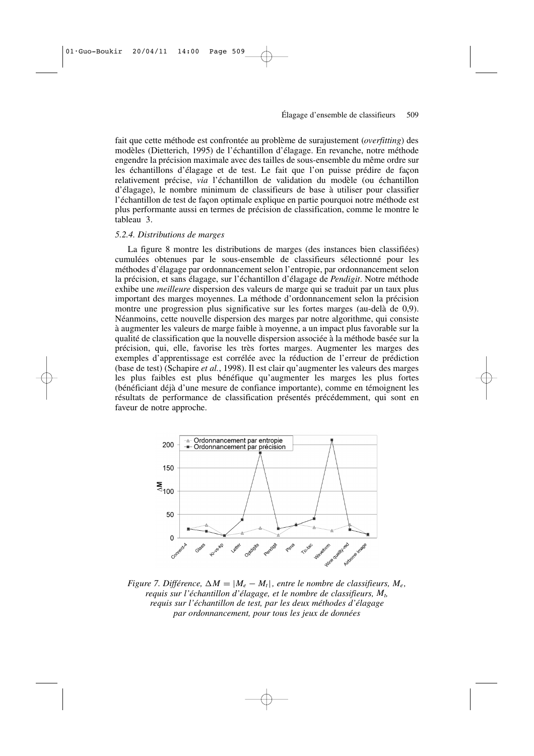fait que cette méthode est confrontée au problème de surajustement (*overfitting*) des modèles (Dietterich, 1995) de l'échantillon d'élagage. En revanche, notre méthode engendre la précision maximale avec des tailles de sous-ensemble du même ordre sur les échantillons d'élagage et de test. Le fait que l'on puisse prédire de façon relativement précise, *via* l'échantillon de validation du modèle (ou échantillon d'élagage), le nombre minimum de classifieurs de base à utiliser pour classifier l'échantillon de test de façon optimale explique en partie pourquoi notre méthode est plus performante aussi en termes de précision de classification, comme le montre le tableau 3.

#### *5.2.4. Distributions de marges*

La figure 8 montre les distributions de marges (des instances bien classifiées) cumulées obtenues par le sous-ensemble de classifieurs sélectionné pour les méthodes d'élagage par ordonnancement selon l'entropie, par ordonnancement selon la précision, et sans élagage, sur l'échantillon d'élagage de *Pendigit*. Notre méthode exhibe une *meilleure* dispersion des valeurs de marge qui se traduit par un taux plus important des marges moyennes. La méthode d'ordonnancement selon la précision montre une progression plus significative sur les fortes marges (au-delà de 0,9). Néanmoins, cette nouvelle dispersion des marges par notre algorithme, qui consiste à augmenter les valeurs de marge faible à moyenne, a un impact plus favorable sur la qualité de classification que la nouvelle dispersion associée à la méthode basée sur la précision, qui, elle, favorise les très fortes marges. Augmenter les marges des exemples d'apprentissage est corrélée avec la réduction de l'erreur de prédiction (base de test) (Schapire *et al.*, 1998). Il est clair qu'augmenter les valeurs des marges les plus faibles est plus bénéfique qu'augmenter les marges les plus fortes (bénéficiant déjà d'une mesure de confiance importante), comme en témoignent les résultats de performance de classification présentés précédemment, qui sont en faveur de notre approche.

*Figure 7. Différence, $\Delta M = |M_e - M_t|$, entre le nombre de classifieurs, $M_e$, requis sur l'échantillon d'élagage, et le nombre de classifieurs, $M_t$, requis sur l'échantillon de test, par les deux méthodes d'élagage par ordonnancement, pour tous les jeux de données*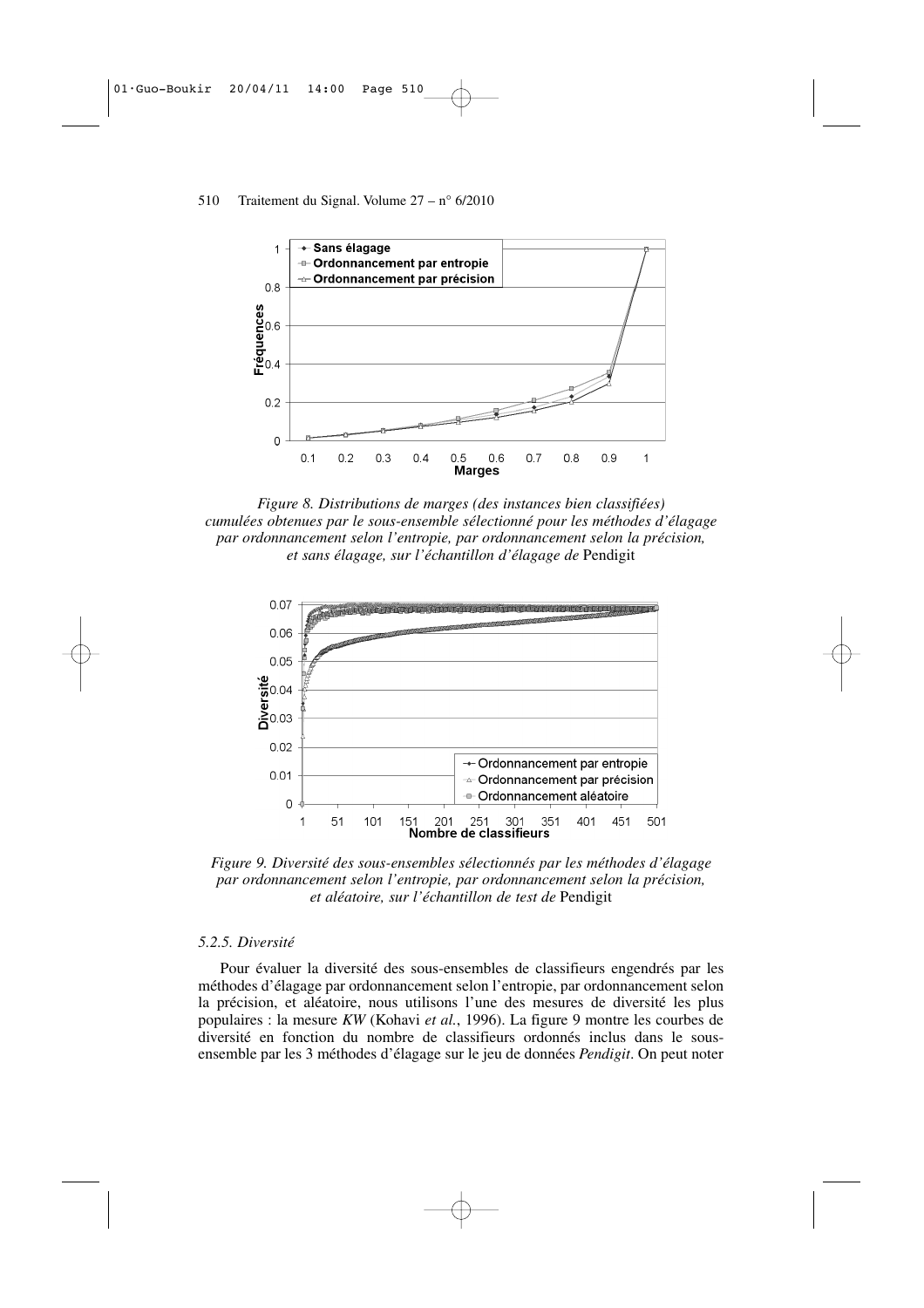*Figure 8. Distributions de marges (des instances bien classifiées) cumulées obtenues par le sous-ensemble sélectionné pour les méthodes d'élagage par ordonnancement selon l'entropie, par ordonnancement selon la précision, et sans élagage, sur l'échantillon d'élagage de* Pendigit

*Figure 9. Diversité des sous-ensembles sélectionnés par les méthodes d'élagage par ordonnancement selon l'entropie, par ordonnancement selon la précision, et aléatoire, sur l'échantillon de test de* Pendigit

#### *5.2.5. Diversité*

Pour évaluer la diversité des sous-ensembles de classifieurs engendrés par les méthodes d'élagage par ordonnancement selon l'entropie, par ordonnancement selon la précision, et aléatoire, nous utilisons l'une des mesures de diversité les plus populaires : la mesure *KW* (Kohavi *et al.*, 1996). La figure 9 montre les courbes de diversité en fonction du nombre de classifieurs ordonnés inclus dans le sous-ensemble par les 3 méthodes d'élagage sur le jeu de données *Pendigit*. On peut noter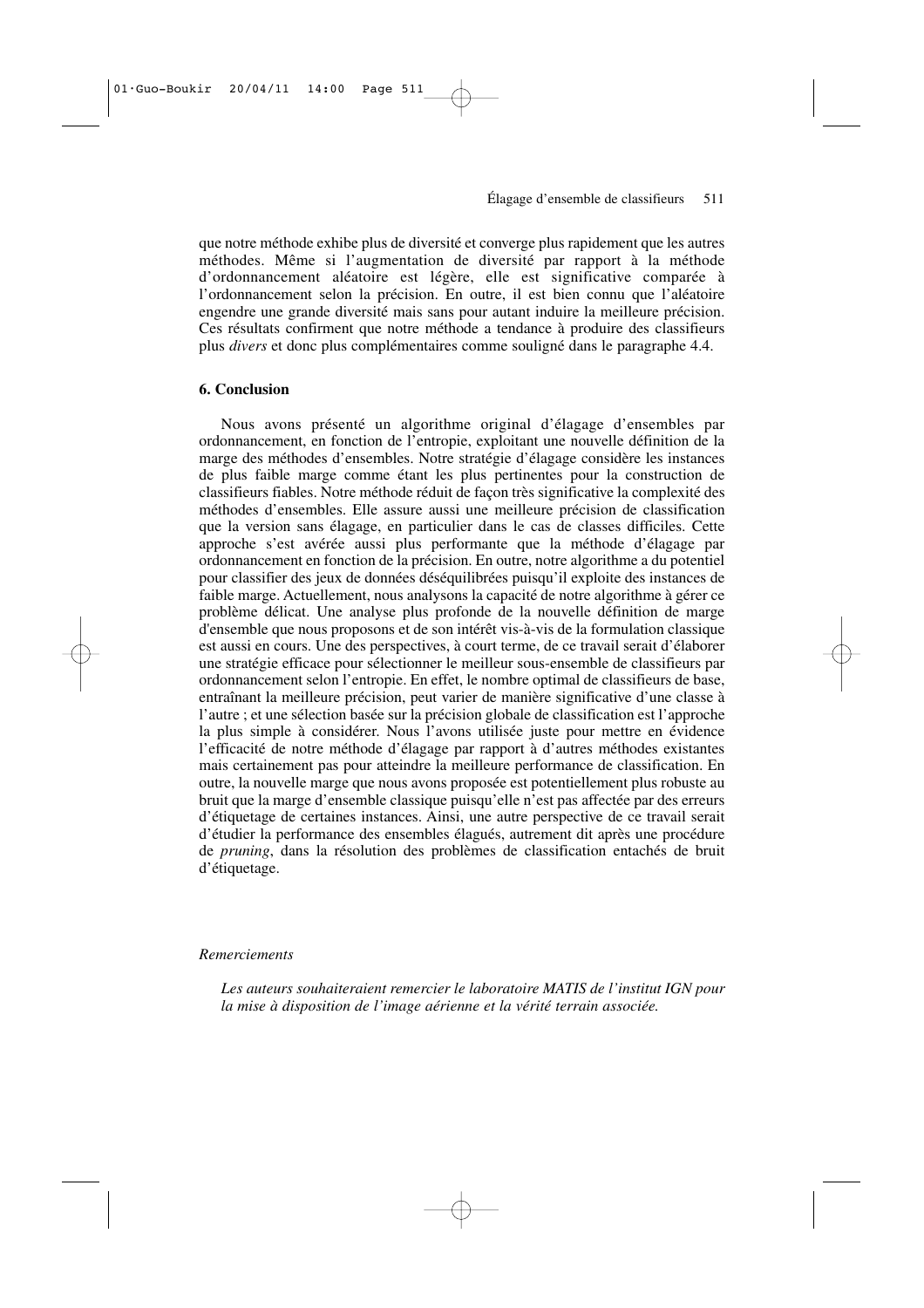que notre méthode exhibe plus de diversité et converge plus rapidement que les autres méthodes. Même si l'augmentation de diversité par rapport à la méthode d'ordonnancement aléatoire est légère, elle est significative comparée à l'ordonnancement selon la précision. En outre, il est bien connu que l'aléatoire engendre une grande diversité mais sans pour autant induire la meilleure précision. Ces résultats confirment que notre méthode a tendance à produire des classifieurs plus *divers* et donc plus complémentaires comme souligné dans le paragraphe 4.4.

## 6. Conclusion

Nous avons présenté un algorithme original d'élagage d'ensembles par ordonnancement, en fonction de l'entropie, exploitant une nouvelle définition de la marge des méthodes d'ensembles. Notre stratégie d'élagage considère les instances de plus faible marge comme étant les plus pertinentes pour la construction de classifieurs fiables. Notre méthode réduit de façon très significative la complexité des méthodes d'ensembles. Elle assure aussi une meilleure précision de classification que la version sans élagage, en particulier dans le cas de classes difficiles. Cette approche s'est avérée aussi plus performante que la méthode d'élagage par ordonnancement en fonction de la précision. En outre, notre algorithme a du potentiel pour classifier des jeux de données déséquilibrées puisqu'il exploite des instances de faible marge. Actuellement, nous analysons la capacité de notre algorithme à gérer ce problème délicat. Une analyse plus profonde de la nouvelle définition de marge d'ensemble que nous proposons et de son intérêt vis-à-vis de la formulation classique est aussi en cours. Une des perspectives, à court terme, de ce travail serait d'élaborer une stratégie efficace pour sélectionner le meilleur sous-ensemble de classifieurs par ordonnancement selon l'entropie. En effet, le nombre optimal de classifieurs de base, entraînant la meilleure précision, peut varier de manière significative d'une classe à l'autre ; et une sélection basée sur la précision globale de classification est l'approche la plus simple à considérer. Nous l'avons utilisée juste pour mettre en évidence l'efficacité de notre méthode d'élagage par rapport à d'autres méthodes existantes mais certainement pas pour atteindre la meilleure performance de classification. En outre, la nouvelle marge que nous avons proposée est potentiellement plus robuste au bruit que la marge d'ensemble classique puisqu'elle n'est pas affectée par des erreurs d'étiquetage de certaines instances. Ainsi, une autre perspective de ce travail serait d'étudier la performance des ensembles élagués, autrement dit après une procédure de *pruning*, dans la résolution des problèmes de classification entachés de bruit d'étiquetage.

*Remerciements*

*Les auteurs souhaiteraient remercier le laboratoire MATIS de l'institut IGN pour la mise à disposition de l'image aérienne et la vérité terrain associée.*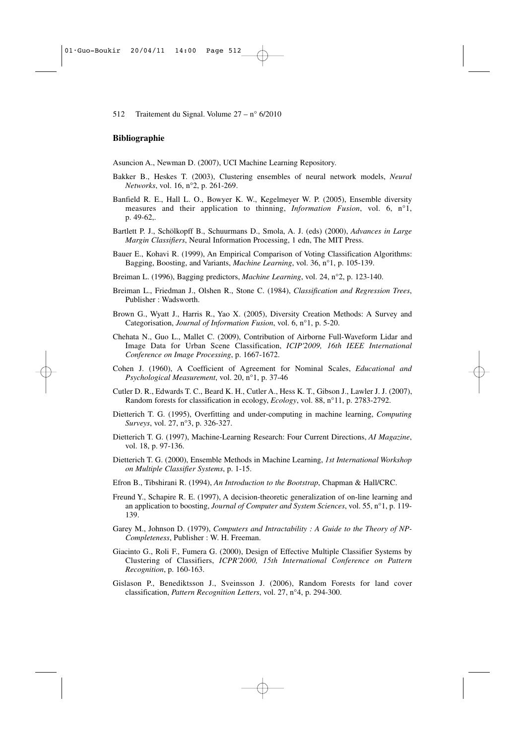## Bibliographie

Asuncion A., Newman D. (2007), UCI Machine Learning Repository.

Bakker B., Heskes T. (2003), Clustering ensembles of neural network models, *Neural Networks*, vol. 16, n°2, p. 261-269.

Banfield R. E., Hall L. O., Bowyer K. W., Kegelmeyer W. P. (2005), Ensemble diversity measures and their application to thinning, *Information Fusion*, vol. 6, n°1, p. 49-62,.

Bartlett P. J., Schölkopff B., Schuurmans D., Smola, A. J. (eds) (2000), *Advances in Large Margin Classifiers*, Neural Information Processing, 1 edn, The MIT Press.

Bauer E., Kohavi R. (1999), An Empirical Comparison of Voting Classification Algorithms: Bagging, Boosting, and Variants, *Machine Learning*, vol. 36, n°1, p. 105-139.

Breiman L. (1996), Bagging predictors, *Machine Learning*, vol. 24, n°2, p. 123-140.

Breiman L., Friedman J., Olshen R., Stone C. (1984), *Classification and Regression Trees*, Publisher : Wadsworth.

Brown G., Wyatt J., Harris R., Yao X. (2005), Diversity Creation Methods: A Survey and Categorisation, *Journal of Information Fusion*, vol. 6, n°1, p. 5-20.

Chehata N., Guo L., Mallet C. (2009), Contribution of Airborne Full-Waveform Lidar and Image Data for Urban Scene Classification, *ICIP'2009, 16th IEEE International Conference on Image Processing*, p. 1667-1672.

Cohen J. (1960), A Coefficient of Agreement for Nominal Scales, *Educational and Psychological Measurement*, vol. 20, n°1, p. 37-46

Cutler D. R., Edwards T. C., Beard K. H., Cutler A., Hess K. T., Gibson J., Lawler J. J. (2007), Random forests for classification in ecology, *Ecology*, vol. 88, n°11, p. 2783-2792.

Dietterich T. G. (1995), Overfitting and under-computing in machine learning, *Computing Surveys*, vol. 27, n°3, p. 326-327.

Dietterich T. G. (1997), Machine-Learning Research: Four Current Directions, *AI Magazine*, vol. 18, p. 97-136.

Dietterich T. G. (2000), Ensemble Methods in Machine Learning, *1st International Workshop on Multiple Classifier Systems*, p. 1-15.

Efron B., Tibshirani R. (1994), *An Introduction to the Bootstrap*, Chapman & Hall/CRC.

Freund Y., Schapire R. E. (1997), A decision-theoretic generalization of on-line learning and an application to boosting, *Journal of Computer and System Sciences*, vol. 55, n°1, p. 119-139.

Garey M., Johnson D. (1979), *Computers and Intractability : A Guide to the Theory of NP-Completeness*, Publisher : W. H. Freeman.

Giacinto G., Roli F., Fumera G. (2000), Design of Effective Multiple Classifier Systems by Clustering of Classifiers, *ICPR'2000, 15th International Conference on Pattern Recognition*, p. 160-163.

Gislason P., Benediktsson J., Sveinsson J. (2006), Random Forests for land cover classification, *Pattern Recognition Letters*, vol. 27, n°4, p. 294-300.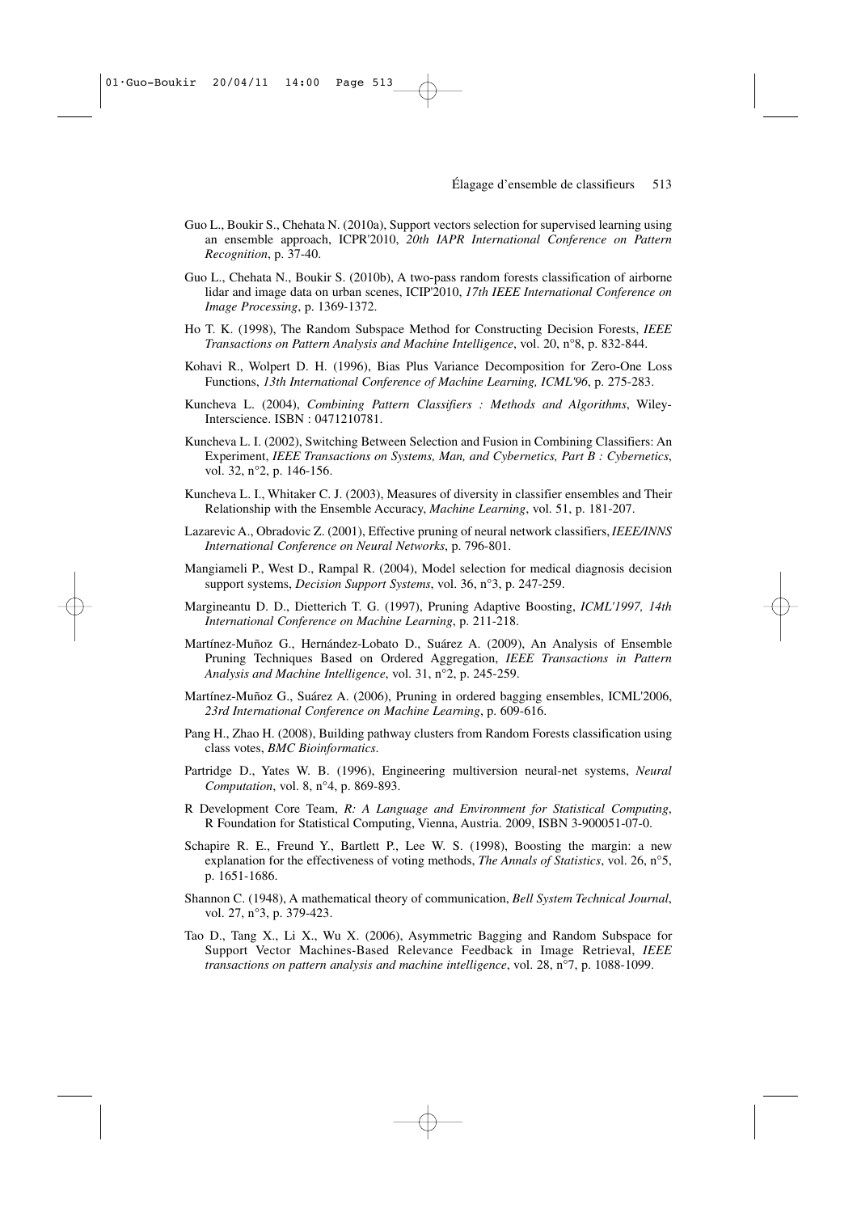Guo L., Boukir S., Chehata N. (2010a), Support vectors selection for supervised learning using an ensemble approach, ICPR'2010, *20th IAPR International Conference on Pattern Recognition*, p. 37-40.

Guo L., Chehata N., Boukir S. (2010b), A two-pass random forests classification of airborne lidar and image data on urban scenes, ICIP'2010, *17th IEEE International Conference on Image Processing*, p. 1369-1372.

Ho T. K. (1998), The Random Subspace Method for Constructing Decision Forests, *IEEE Transactions on Pattern Analysis and Machine Intelligence*, vol. 20, n°8, p. 832-844.

Kohavi R., Wolpert D. H. (1996), Bias Plus Variance Decomposition for Zero-One Loss Functions, *13th International Conference of Machine Learning, ICML'96*, p. 275-283.

Kuncheva L. (2004), *Combining Pattern Classifiers : Methods and Algorithms*, Wiley-Interscience. ISBN : 0471210781.

Kuncheva L. I. (2002), Switching Between Selection and Fusion in Combining Classifiers: An Experiment, *IEEE Transactions on Systems, Man, and Cybernetics, Part B : Cybernetics*, vol. 32, n°2, p. 146-156.

Kuncheva L. I., Whitaker C. J. (2003), Measures of diversity in classifier ensembles and Their Relationship with the Ensemble Accuracy, *Machine Learning*, vol. 51, p. 181-207.

Lazarevic A., Obradovic Z. (2001), Effective pruning of neural network classifiers, *IEEE/INNS International Conference on Neural Networks*, p. 796-801.

Mangiameli P., West D., Rampal R. (2004), Model selection for medical diagnosis decision support systems, *Decision Support Systems*, vol. 36, n°3, p. 247-259.

Margineantu D. D., Dietterich T. G. (1997), Pruning Adaptive Boosting, *ICML'1997, 14th International Conference on Machine Learning*, p. 211-218.

Martínez-Muñoz G., Hernández-Lobato D., Suárez A. (2009), An Analysis of Ensemble Pruning Techniques Based on Ordered Aggregation, *IEEE Transactions in Pattern Analysis and Machine Intelligence*, vol. 31, n°2, p. 245-259.

Martínez-Muñoz G., Suárez A. (2006), Pruning in ordered bagging ensembles, ICML'2006, *23rd International Conference on Machine Learning*, p. 609-616.

Pang H., Zhao H. (2008), Building pathway clusters from Random Forests classification using class votes, *BMC Bioinformatics*.

Partridge D., Yates W. B. (1996), Engineering multiversion neural-net systems, *Neural Computation*, vol. 8, n°4, p. 869-893.

R Development Core Team, *R: A Language and Environment for Statistical Computing*, R Foundation for Statistical Computing, Vienna, Austria. 2009, ISBN 3-900051-07-0.

Schapire R. E., Freund Y., Bartlett P., Lee W. S. (1998), Boosting the margin: a new explanation for the effectiveness of voting methods, *The Annals of Statistics*, vol. 26, n°5, p. 1651-1686.

Shannon C. (1948), A mathematical theory of communication, *Bell System Technical Journal*, vol. 27, n°3, p. 379-423.

Tao D., Tang X., Li X., Wu X. (2006), Asymmetric Bagging and Random Subspace for Support Vector Machines-Based Relevance Feedback in Image Retrieval, *IEEE transactions on pattern analysis and machine intelligence*, vol. 28, n°7, p. 1088-1099.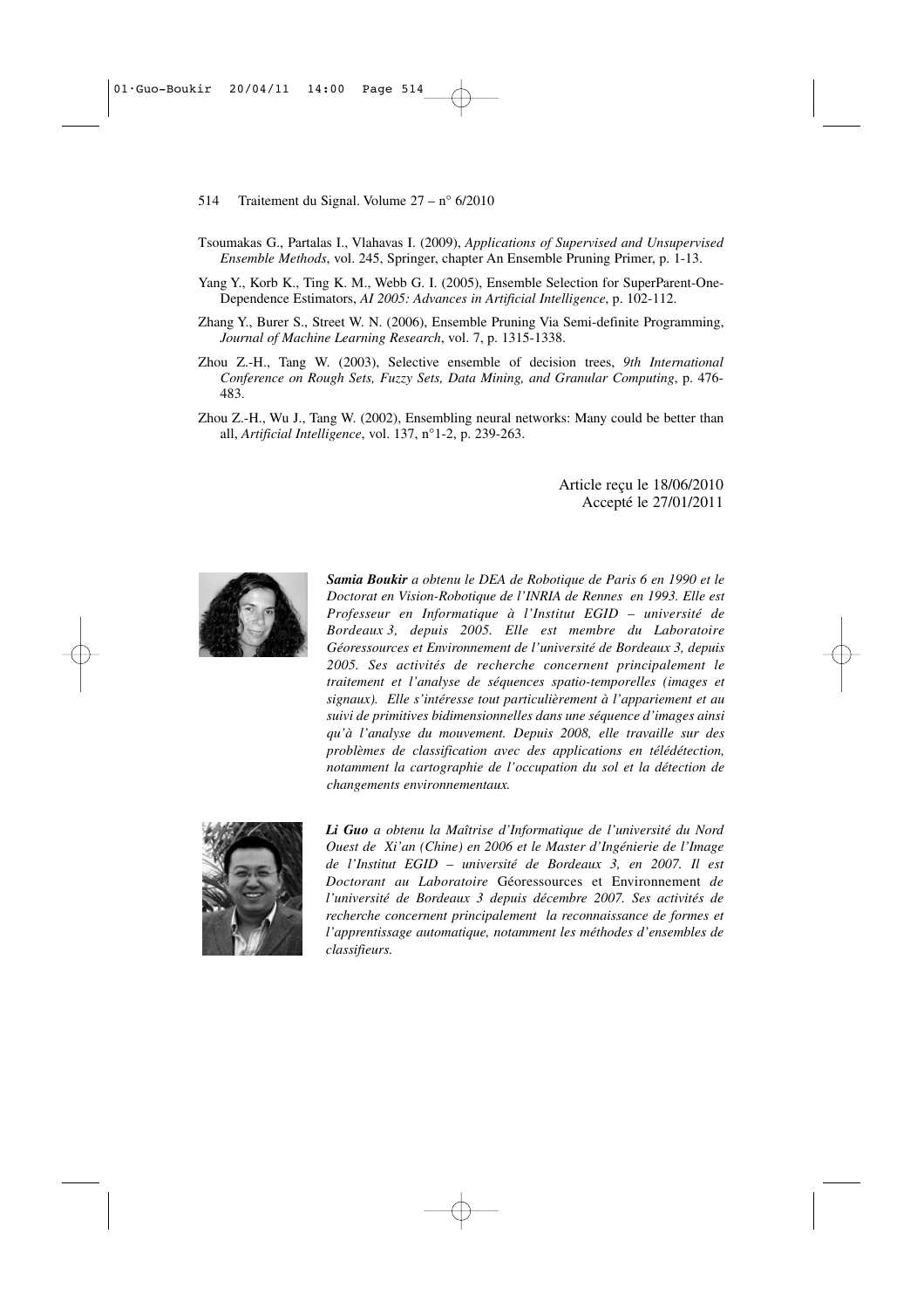Tsoumakas G., Partalas I., Vlahavas I. (2009), *Applications of Supervised and Unsupervised Ensemble Methods*, vol. 245, Springer, chapter An Ensemble Pruning Primer, p. 1-13.

Yang Y., Korb K., Ting K. M., Webb G. I. (2005), Ensemble Selection for SuperParent-One-Dependence Estimators, *AI 2005: Advances in Artificial Intelligence*, p. 102-112.

Zhang Y., Burer S., Street W. N. (2006), Ensemble Pruning Via Semi-definite Programming, *Journal of Machine Learning Research*, vol. 7, p. 1315-1338.

Zhou Z.-H., Tang W. (2003), Selective ensemble of decision trees, *9th International Conference on Rough Sets, Fuzzy Sets, Data Mining, and Granular Computing*, p. 476-483.

Zhou Z.-H., Wu J., Tang W. (2002), Ensembling neural networks: Many could be better than all, *Artificial Intelligence*, vol. 137, n°1-2, p. 239-263.

Article reçu le 18/06/2010
Accepté le 27/01/2011

***Samia Boukir*** *a obtenu le DEA de Robotique de Paris 6 en 1990 et le Doctorat en Vision-Robotique de l'INRIA de Rennes en 1993. Elle est Professeur en Informatique à l'Institut EGID – université de Bordeaux 3, depuis 2005. Elle est membre du Laboratoire Géoressources et Environnement de l'université de Bordeaux 3, depuis 2005. Ses activités de recherche concernent principalement le traitement et l'analyse de séquences spatio-temporelles (images et signaux). Elle s'intéresse tout particulièrement à l'appariement et au suivi de primitives bidimensionnelles dans une séquence d'images ainsi qu'à l'analyse du mouvement. Depuis 2008, elle travaille sur des problèmes de classification avec des applications en télédétection, notamment la cartographie de l'occupation du sol et la détection de changements environnementaux.*

***Li Guo*** *a obtenu la Maîtrise d'Informatique de l'université du Nord Ouest de Xi'an (Chine) en 2006 et le Master d'Ingénierie de l'Image de l'Institut EGID – université de Bordeaux 3, en 2007. Il est Doctorant au Laboratoire* Géoressources et Environnement *de l'université de Bordeaux 3 depuis décembre 2007. Ses activités de recherche concernent principalement la reconnaissance de formes et l'apprentissage automatique, notamment les méthodes d'ensembles de classifieurs.*